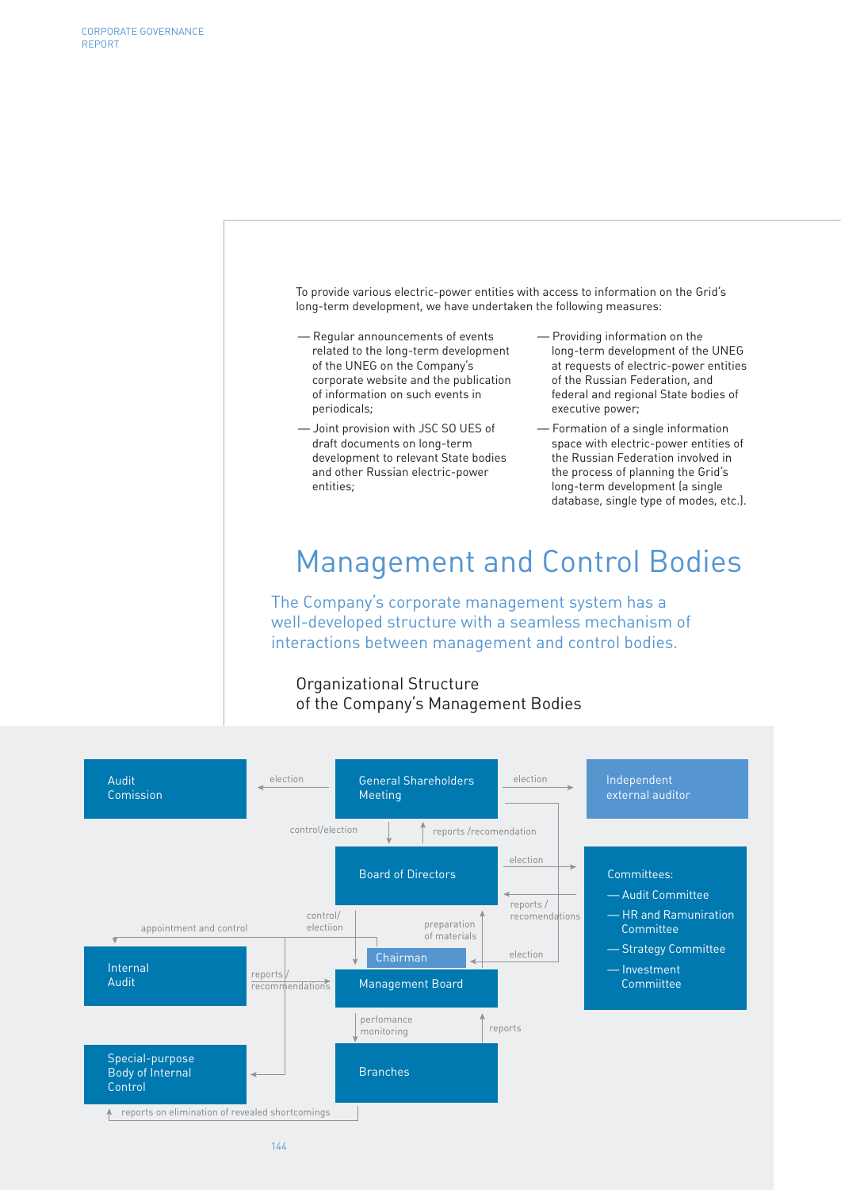To provide various electric-power entities with access to information on the Grid's long-term development, we have undertaken the following measures:

- Regular announcements of events related to the long-term development of the UNEG on the Company's corporate website and the publication of information on such events in periodicals;
- Joint provision with JSC SO UES of draft documents on long-term development to relevant State bodies and other Russian electric-power entities;
- Providing information on the long-term development of the UNEG at requests of electric-power entities of the Russian Federation, and federal and regional State bodies of executive power;
- Formation of a single information space with electric-power entities of the Russian Federation involved in the process of planning the Grid's long-term development (a single database, single type of modes, etc.).

# Management and Control Bodies

The Company's corporate management system has a well-developed structure with a seamless mechanism of interactions between management and control bodies.

## Organizational Structure of the Company's Management Bodies

Audit Comission

General Shareholders Meeting

Independent external auditor

election

election

control/election

reports /recomendation

Board of Directors

election

Committees:
- Audit Committee
- HR and Ramuniration Committee
- Strategy Committee
- Investment Commiittee

reports / recomendations

appointment and control

control/ electiion

preparation of materials

election

Internal Audit

reports / recommendations

Chairman

Management Board

perfomance monitoring

reports

Special-purpose Body of Internal Control

Branches

reports on elimination of revealed shortcomings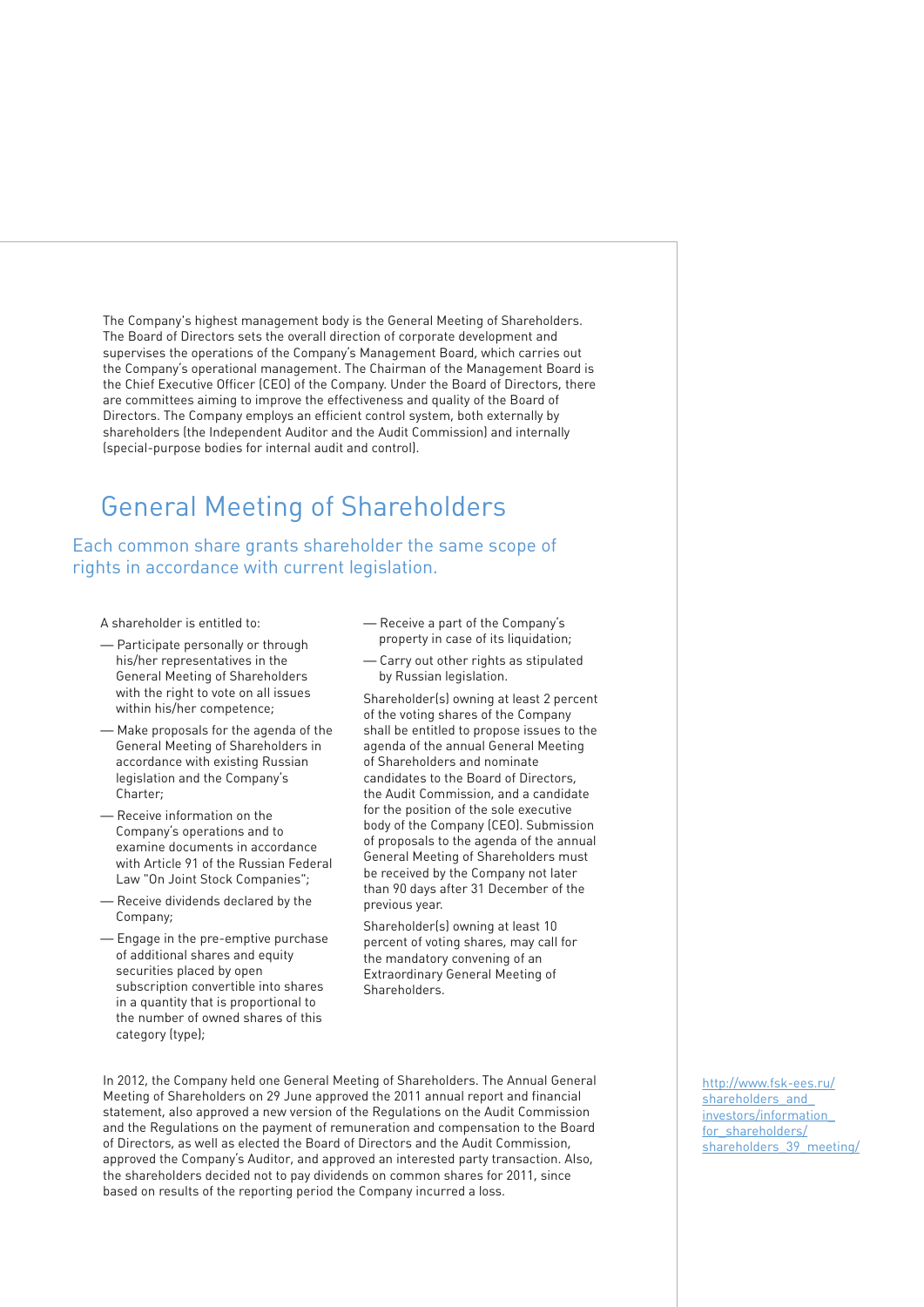The Company's highest management body is the General Meeting of Shareholders. The Board of Directors sets the overall direction of corporate development and supervises the operations of the Company's Management Board, which carries out the Company's operational management. The Chairman of the Management Board is the Chief Executive Officer (CEO) of the Company. Under the Board of Directors, there are committees aiming to improve the effectiveness and quality of the Board of Directors. The Company employs an efficient control system, both externally by shareholders (the Independent Auditor and the Audit Commission) and internally (special-purpose bodies for internal audit and control).

## General Meeting of Shareholders

### Each common share grants shareholder the same scope of rights in accordance with current legislation.

A shareholder is entitled to:

- Participate personally or through his/her representatives in the General Meeting of Shareholders with the right to vote on all issues within his/her competence;
- Make proposals for the agenda of the General Meeting of Shareholders in accordance with existing Russian legislation and the Company's Charter;
- Receive information on the Company's operations and to examine documents in accordance with Article 91 of the Russian Federal Law "On Joint Stock Companies";
- Receive dividends declared by the Company;
- Engage in the pre-emptive purchase of additional shares and equity securities placed by open subscription convertible into shares in a quantity that is proportional to the number of owned shares of this category (type);
- Receive a part of the Company's property in case of its liquidation;
- Carry out other rights as stipulated by Russian legislation.

Shareholder(s) owning at least 2 percent of the voting shares of the Company shall be entitled to propose issues to the agenda of the annual General Meeting of Shareholders and nominate candidates to the Board of Directors, the Audit Commission, and a candidate for the position of the sole executive body of the Company (CEO). Submission of proposals to the agenda of the annual General Meeting of Shareholders must be received by the Company not later than 90 days after 31 December of the previous year.

Shareholder(s) owning at least 10 percent of voting shares, may call for the mandatory convening of an Extraordinary General Meeting of Shareholders.

In 2012, the Company held one General Meeting of Shareholders. The Annual General Meeting of Shareholders on 29 June approved the 2011 annual report and financial statement, also approved a new version of the Regulations on the Audit Commission and the Regulations on the payment of remuneration and compensation to the Board of Directors, as well as elected the Board of Directors and the Audit Commission, approved the Company's Auditor, and approved an interested party transaction. Also, the shareholders decided not to pay dividends on common shares for 2011, since based on results of the reporting period the Company incurred a loss.

http://www.fsk-ees.ru/shareholders_and_investors/information_for_shareholders/shareholders_39_meeting/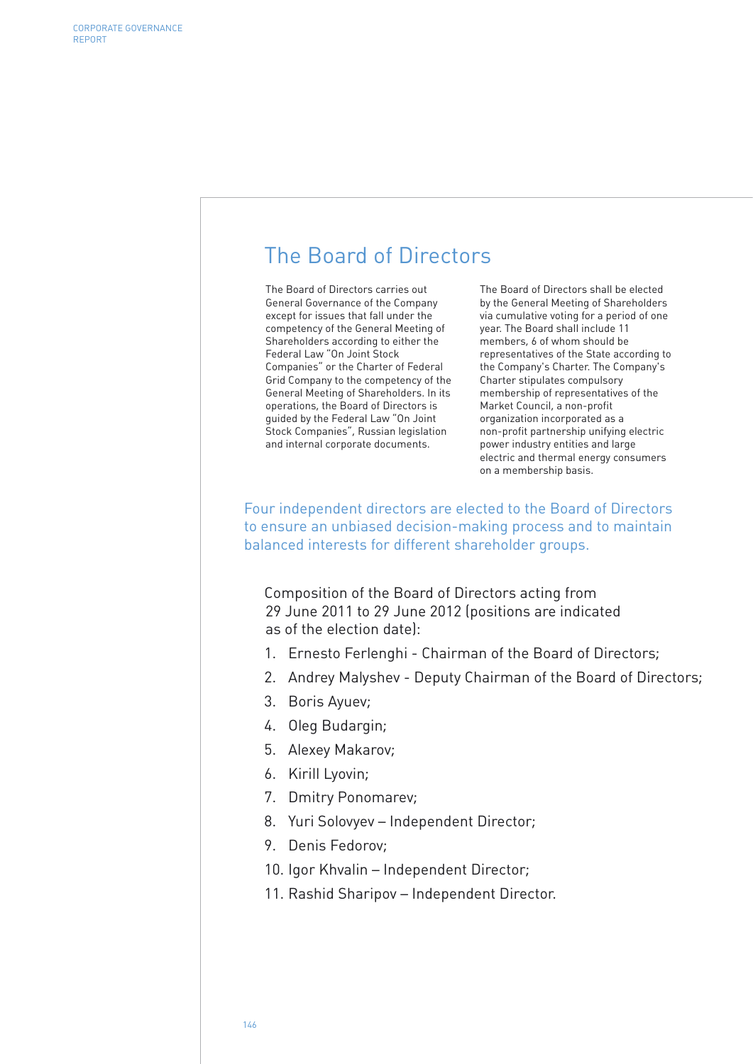# The Board of Directors

The Board of Directors carries out General Governance of the Company except for issues that fall under the competency of the General Meeting of Shareholders according to either the Federal Law "On Joint Stock Companies" or the Charter of Federal Grid Company to the competency of the General Meeting of Shareholders. In its operations, the Board of Directors is guided by the Federal Law "On Joint Stock Companies", Russian legislation and internal corporate documents.

The Board of Directors shall be elected by the General Meeting of Shareholders via cumulative voting for a period of one year. The Board shall include 11 members, 6 of whom should be representatives of the State according to the Company's Charter. The Company's Charter stipulates compulsory membership of representatives of the Market Council, a non-profit organization incorporated as a non-profit partnership unifying electric power industry entities and large electric and thermal energy consumers on a membership basis.

Four independent directors are elected to the Board of Directors to ensure an unbiased decision-making process and to maintain balanced interests for different shareholder groups.

Composition of the Board of Directors acting from 29 June 2011 to 29 June 2012 (positions are indicated as of the election date):

1. Ernesto Ferlenghi - Chairman of the Board of Directors;
2. Andrey Malyshev - Deputy Chairman of the Board of Directors;
3. Boris Ayuev;
4. Oleg Budargin;
5. Alexey Makarov;
6. Kirill Lyovin;
7. Dmitry Ponomarev;
8. Yuri Solovyev – Independent Director;
9. Denis Fedorov;
10. Igor Khvalin – Independent Director;
11. Rashid Sharipov – Independent Director.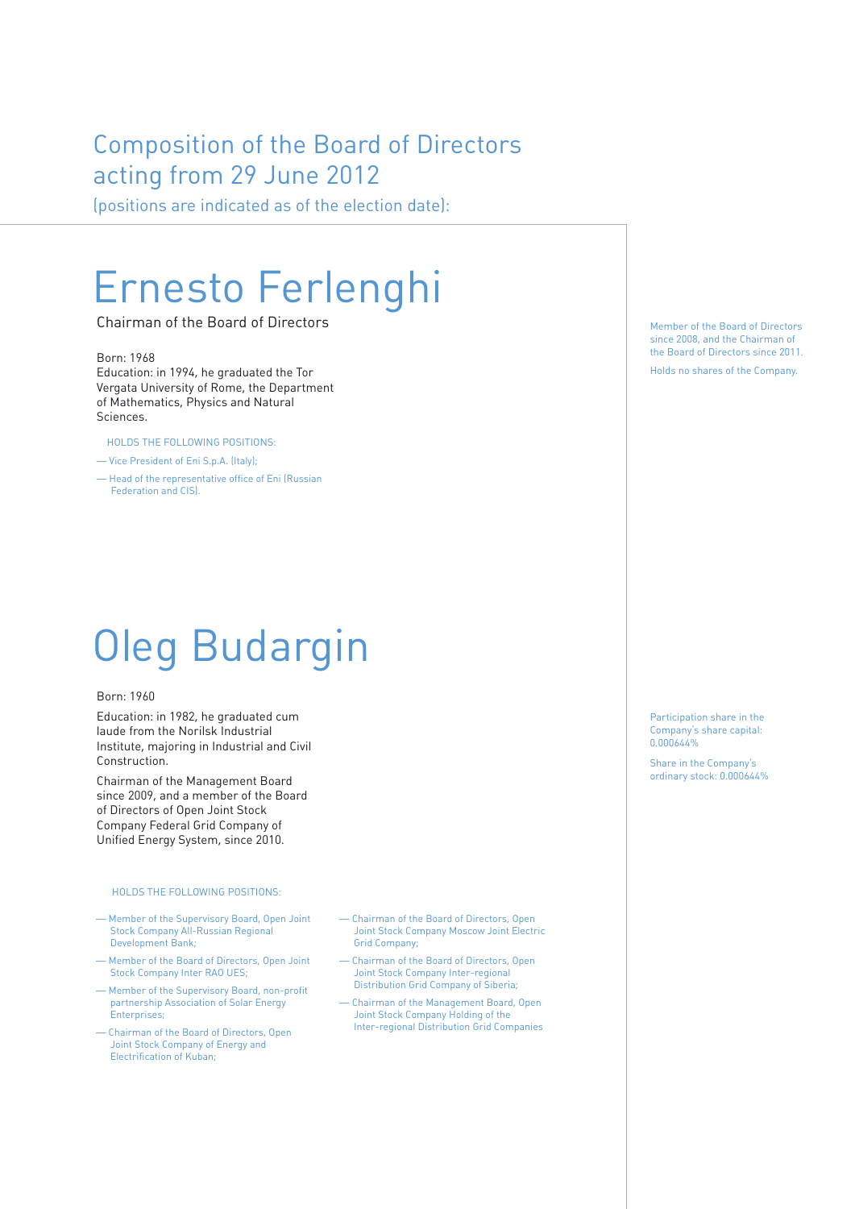## Composition of the Board of Directors acting from 29 June 2012

(positions are indicated as of the election date):

# Ernesto Ferlenghi

Chairman of the Board of Directors

Born: 1968

Education: in 1994, he graduated the Tor Vergata University of Rome, the Department of Mathematics, Physics and Natural Sciences.

Member of the Board of Directors since 2008, and the Chairman of the Board of Directors since 2011.

Holds no shares of the Company.

HOLDS THE FOLLOWING POSITIONS:

- Vice President of Eni S.p.A. (Italy);
- Head of the representative office of Eni (Russian Federation and CIS).

# Oleg Budargin

Born: 1960

Education: in 1982, he graduated cum laude from the Norilsk Industrial Institute, majoring in Industrial and Civil Construction.

Chairman of the Management Board since 2009, and a member of the Board of Directors of Open Joint Stock Company Federal Grid Company of Unified Energy System, since 2010.

Participation share in the Company's share capital: 0.000644%

Share in the Company's ordinary stock: 0.000644%

HOLDS THE FOLLOWING POSITIONS:

- Member of the Supervisory Board, Open Joint Stock Company All-Russian Regional Development Bank;
- Member of the Board of Directors, Open Joint Stock Company Inter RAO UES;
- Member of the Supervisory Board, non-profit partnership Association of Solar Energy Enterprises;
- Chairman of the Board of Directors, Open Joint Stock Company of Energy and Electrification of Kuban;
- Chairman of the Board of Directors, Open Joint Stock Company Moscow Joint Electric Grid Company;
- Chairman of the Board of Directors, Open Joint Stock Company Inter-regional Distribution Grid Company of Siberia;
- Chairman of the Management Board, Open Joint Stock Company Holding of the Inter-regional Distribution Grid Companies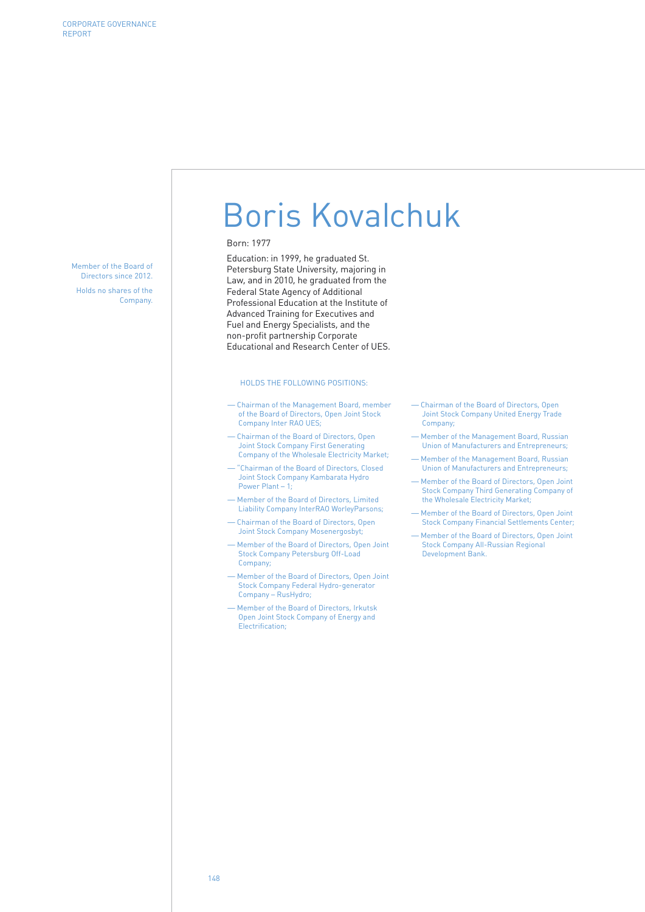# Boris Kovalchuk

Member of the Board of Directors since 2012.

Holds no shares of the Company.

Born: 1977

Education: in 1999, he graduated St. Petersburg State University, majoring in Law, and in 2010, he graduated from the Federal State Agency of Additional Professional Education at the Institute of Advanced Training for Executives and Fuel and Energy Specialists, and the non-profit partnership Corporate Educational and Research Center of UES.

HOLDS THE FOLLOWING POSITIONS:

- Chairman of the Management Board, member of the Board of Directors, Open Joint Stock Company Inter RAO UES;
- Chairman of the Board of Directors, Open Joint Stock Company First Generating Company of the Wholesale Electricity Market;
- "Chairman of the Board of Directors, Closed Joint Stock Company Kambarata Hydro Power Plant – 1;
- Member of the Board of Directors, Limited Liability Company InterRAO WorleyParsons;
- Chairman of the Board of Directors, Open Joint Stock Company Mosenergosbyt;
- Member of the Board of Directors, Open Joint Stock Company Petersburg Off-Load Company;
- Member of the Board of Directors, Open Joint Stock Company Federal Hydro-generator Company – RusHydro;
- Member of the Board of Directors, Irkutsk Open Joint Stock Company of Energy and Electrification;
- Chairman of the Board of Directors, Open Joint Stock Company United Energy Trade Company;
- Member of the Management Board, Russian Union of Manufacturers and Entrepreneurs;
- Member of the Management Board, Russian Union of Manufacturers and Entrepreneurs;
- Member of the Board of Directors, Open Joint Stock Company Third Generating Company of the Wholesale Electricity Market;
- Member of the Board of Directors, Open Joint Stock Company Financial Settlements Center;
- Member of the Board of Directors, Open Joint Stock Company All-Russian Regional Development Bank.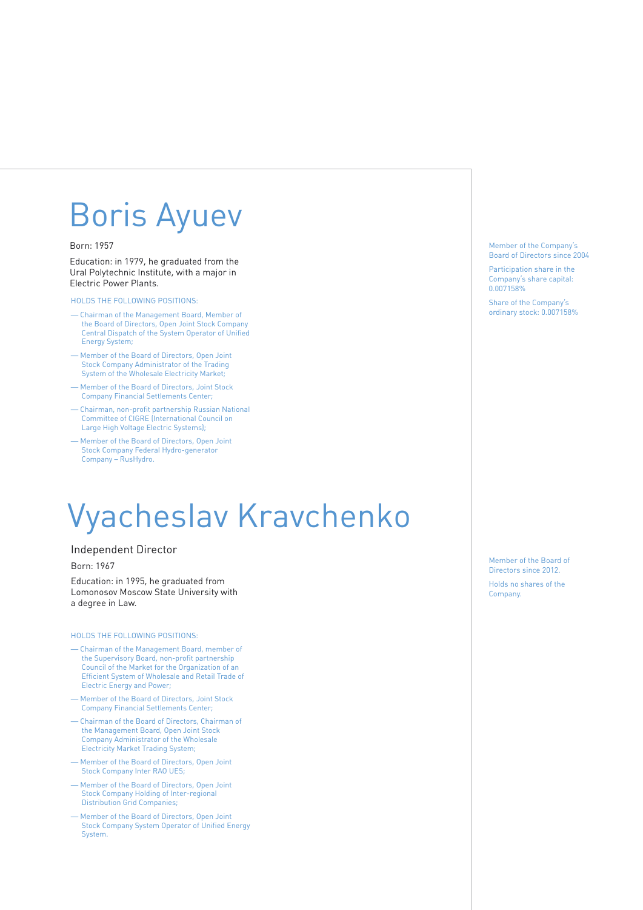# Boris Ayuev

Born: 1957

Education: in 1979, he graduated from the Ural Polytechnic Institute, with a major in Electric Power Plants.

Member of the Company's Board of Directors since 2004

Participation share in the Company's share capital: 0.007158%

Share of the Company's ordinary stock: 0.007158%

HOLDS THE FOLLOWING POSITIONS:

- Chairman of the Management Board, Member of the Board of Directors, Open Joint Stock Company Central Dispatch of the System Operator of Unified Energy System;
- Member of the Board of Directors, Open Joint Stock Company Administrator of the Trading System of the Wholesale Electricity Market;
- Member of the Board of Directors, Joint Stock Company Financial Settlements Center;
- Chairman, non-profit partnership Russian National Committee of CIGRE (International Council on Large High Voltage Electric Systems);
- Member of the Board of Directors, Open Joint Stock Company Federal Hydro-generator Company – RusHydro.

# Vyacheslav Kravchenko

Independent Director

Born: 1967

Education: in 1995, he graduated from Lomonosov Moscow State University with a degree in Law.

Member of the Board of Directors since 2012.

Holds no shares of the Company.

HOLDS THE FOLLOWING POSITIONS:

- Chairman of the Management Board, member of the Supervisory Board, non-profit partnership Council of the Market for the Organization of an Efficient System of Wholesale and Retail Trade of Electric Energy and Power;
- Member of the Board of Directors, Joint Stock Company Financial Settlements Center;
- Chairman of the Board of Directors, Chairman of the Management Board, Open Joint Stock Company Administrator of the Wholesale Electricity Market Trading System;
- Member of the Board of Directors, Open Joint Stock Company Inter RAO UES;
- Member of the Board of Directors, Open Joint Stock Company Holding of Inter-regional Distribution Grid Companies;
- Member of the Board of Directors, Open Joint Stock Company System Operator of Unified Energy System.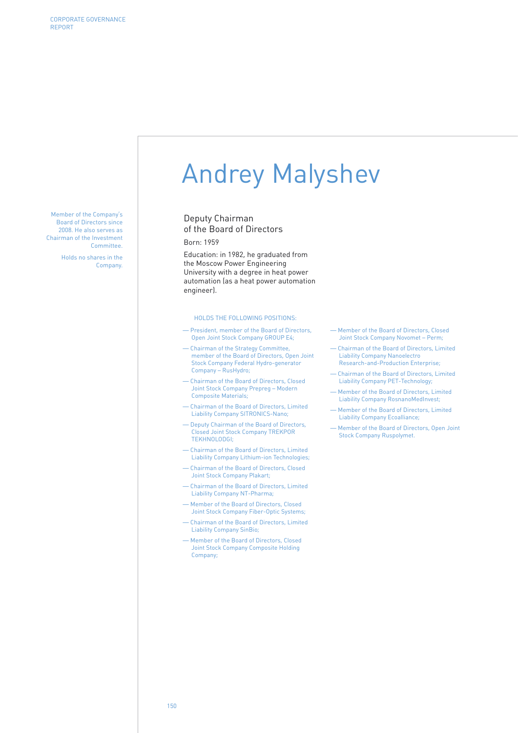# Andrey Malyshev

Member of the Company's Board of Directors since 2008. He also serves as Chairman of the Investment Committee.

Holds no shares in the Company.

## Deputy Chairman of the Board of Directors

Born: 1959

Education: in 1982, he graduated from the Moscow Power Engineering University with a degree in heat power automation (as a heat power automation engineer).

### HOLDS THE FOLLOWING POSITIONS:

- President, member of the Board of Directors, Open Joint Stock Company GROUP E4;
- Chairman of the Strategy Committee, member of the Board of Directors, Open Joint Stock Company Federal Hydro-generator Company – RusHydro;
- Chairman of the Board of Directors, Closed Joint Stock Company Prepreg – Modern Composite Materials;
- Chairman of the Board of Directors, Limited Liability Company SITRONICS-Nano;
- Deputy Chairman of the Board of Directors, Closed Joint Stock Company TREKPOR TEKHNOLODGI;
- Chairman of the Board of Directors, Limited Liability Company Lithium-ion Technologies;
- Chairman of the Board of Directors, Closed Joint Stock Company Plakart;
- Chairman of the Board of Directors, Limited Liability Company NT-Pharma;
- Member of the Board of Directors, Closed Joint Stock Company Fiber-Optic Systems;
- Chairman of the Board of Directors, Limited Liability Company SinBio;
- Member of the Board of Directors, Closed Joint Stock Company Composite Holding Company;
- Member of the Board of Directors, Closed Joint Stock Company Novomet – Perm;
- Chairman of the Board of Directors, Limited Liability Company Nanoelectro Research-and-Production Enterprise;
- Chairman of the Board of Directors, Limited Liability Company PET-Technology;
- Member of the Board of Directors, Limited Liability Company RosnanoMedInvest;
- Member of the Board of Directors, Limited Liability Company Ecoalliance;
- Member of the Board of Directors, Open Joint Stock Company Ruspolymet.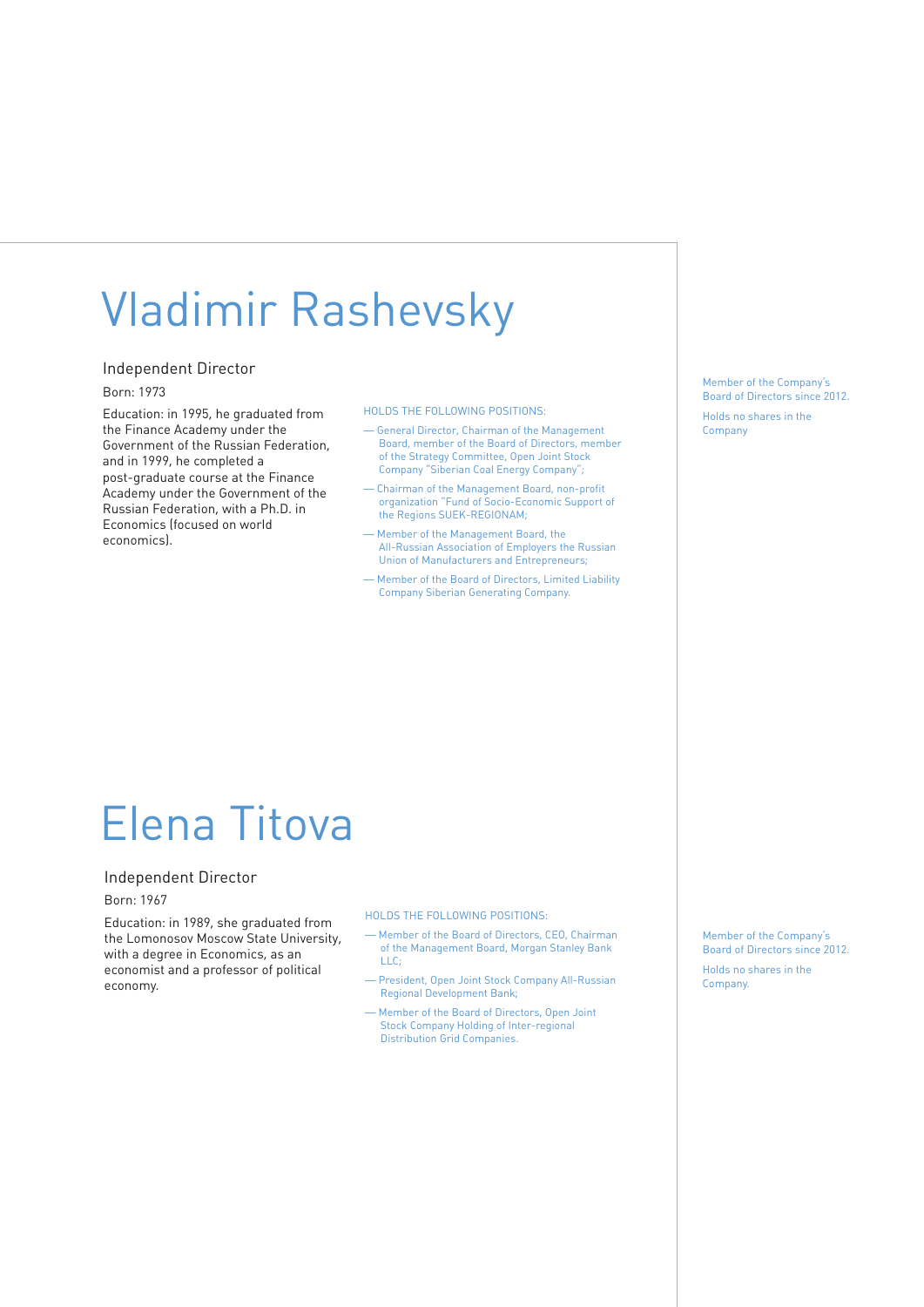# Vladimir Rashevsky

### Independent Director

Born: 1973

Education: in 1995, he graduated from the Finance Academy under the Government of the Russian Federation, and in 1999, he completed a post-graduate course at the Finance Academy under the Government of the Russian Federation, with a Ph.D. in Economics (focused on world economics).

HOLDS THE FOLLOWING POSITIONS:

- General Director, Chairman of the Management Board, member of the Board of Directors, member of the Strategy Committee, Open Joint Stock Company "Siberian Coal Energy Company";
- Chairman of the Management Board, non-profit organization "Fund of Socio-Economic Support of the Regions SUEK-REGIONAM;
- Member of the Management Board, the All-Russian Association of Employers the Russian Union of Manufacturers and Entrepreneurs;
- Member of the Board of Directors, Limited Liability Company Siberian Generating Company.

Member of the Company's Board of Directors since 2012.

Holds no shares in the Company

# Elena Titova

### Independent Director

Born: 1967

Education: in 1989, she graduated from the Lomonosov Moscow State University, with a degree in Economics, as an economist and a professor of political economy.

HOLDS THE FOLLOWING POSITIONS:

- Member of the Board of Directors, CEO, Chairman of the Management Board, Morgan Stanley Bank LLC;
- President, Open Joint Stock Company All-Russian Regional Development Bank;
- Member of the Board of Directors, Open Joint Stock Company Holding of Inter-regional Distribution Grid Companies.

Member of the Company's Board of Directors since 2012.

Holds no shares in the Company.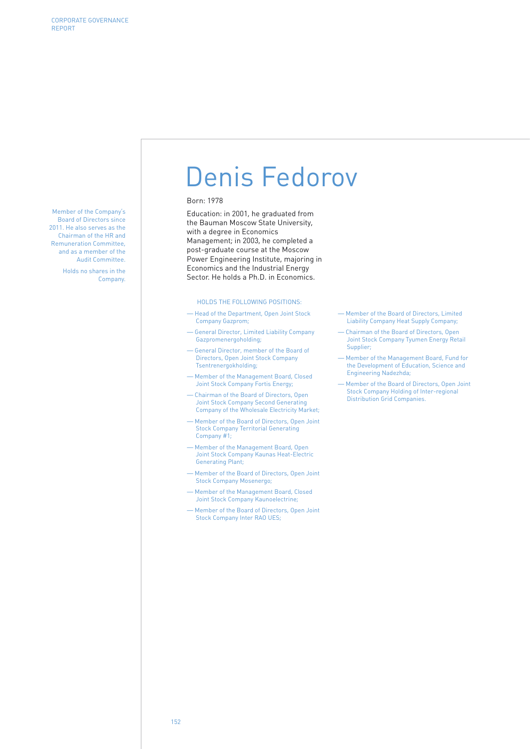# Denis Fedorov

Member of the Company's Board of Directors since 2011. He also serves as the Chairman of the HR and Remuneration Committee, and as a member of the Audit Committee.

Holds no shares in the Company.

Born: 1978

Education: in 2001, he graduated from the Bauman Moscow State University, with a degree in Economics Management; in 2003, he completed a post-graduate course at the Moscow Power Engineering Institute, majoring in Economics and the Industrial Energy Sector. He holds a Ph.D. in Economics.

HOLDS THE FOLLOWING POSITIONS:

- Head of the Department, Open Joint Stock Company Gazprom;
- General Director, Limited Liability Company Gazpromenergoholding;
- General Director, member of the Board of Directors, Open Joint Stock Company Tsentrenergokholding;
- Member of the Management Board, Closed Joint Stock Company Fortis Energy;
- Chairman of the Board of Directors, Open Joint Stock Company Second Generating Company of the Wholesale Electricity Market;
- Member of the Board of Directors, Open Joint Stock Company Territorial Generating Company #1;
- Member of the Management Board, Open Joint Stock Company Kaunas Heat-Electric Generating Plant;
- Member of the Board of Directors, Open Joint Stock Company Mosenergo;
- Member of the Management Board, Closed Joint Stock Company Kaunoelectrine;
- Member of the Board of Directors, Open Joint Stock Company Inter RAO UES;
- Member of the Board of Directors, Limited Liability Company Heat Supply Company;
- Chairman of the Board of Directors, Open Joint Stock Company Tyumen Energy Retail Supplier;
- Member of the Management Board, Fund for the Development of Education, Science and Engineering Nadezhda;
- Member of the Board of Directors, Open Joint Stock Company Holding of Inter-regional Distribution Grid Companies.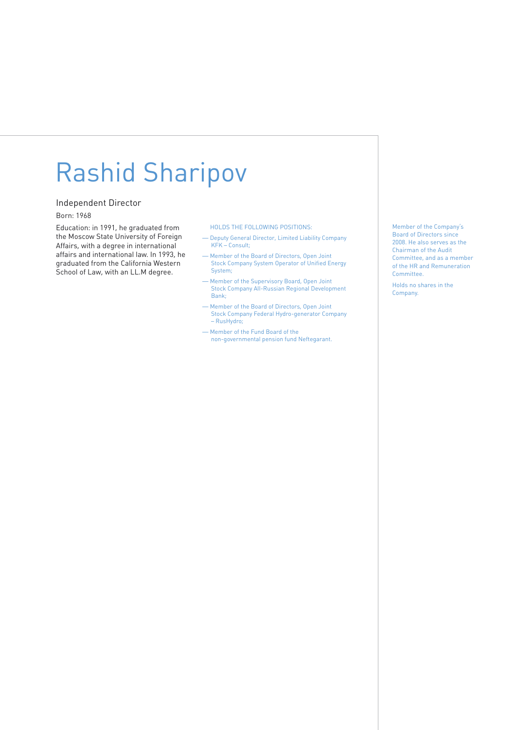# Rashid Sharipov

Independent Director

Born: 1968

Education: in 1991, he graduated from the Moscow State University of Foreign Affairs, with a degree in international affairs and international law. In 1993, he graduated from the California Western School of Law, with an LL.M degree.

HOLDS THE FOLLOWING POSITIONS:

- Deputy General Director, Limited Liability Company KFK – Consult;
- Member of the Board of Directors, Open Joint Stock Company System Operator of Unified Energy System;
- Member of the Supervisory Board, Open Joint Stock Company All-Russian Regional Development Bank;
- Member of the Board of Directors, Open Joint Stock Company Federal Hydro-generator Company – RusHydro;
- Member of the Fund Board of the non-governmental pension fund Neftegarant.

Member of the Company's Board of Directors since 2008. He also serves as the Chairman of the Audit Committee, and as a member of the HR and Remuneration Committee.

Holds no shares in the Company.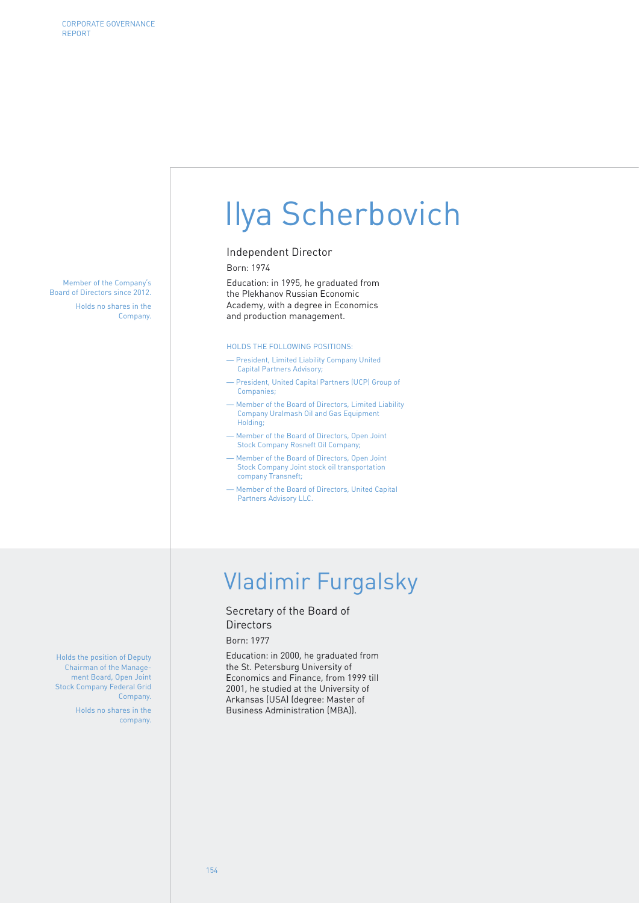# Ilya Scherbovich

Member of the Company's Board of Directors since 2012.

Holds no shares in the Company.

Independent Director

Born: 1974

Education: in 1995, he graduated from the Plekhanov Russian Economic Academy, with a degree in Economics and production management.

HOLDS THE FOLLOWING POSITIONS:

- President, Limited Liability Company United Capital Partners Advisory;
- President, United Capital Partners (UCP) Group of Companies;
- Member of the Board of Directors, Limited Liability Company Uralmash Oil and Gas Equipment Holding;
- Member of the Board of Directors, Open Joint Stock Company Rosneft Oil Company;
- Member of the Board of Directors, Open Joint Stock Company Joint stock oil transportation company Transneft;
- Member of the Board of Directors, United Capital Partners Advisory LLC.

# Vladimir Furgalsky

Holds the position of Deputy Chairman of the Management Board, Open Joint Stock Company Federal Grid Company.

Holds no shares in the company.

Secretary of the Board of Directors

Born: 1977

Education: in 2000, he graduated from the St. Petersburg University of Economics and Finance, from 1999 till 2001, he studied at the University of Arkansas (USA) (degree: Master of Business Administration (MBA)).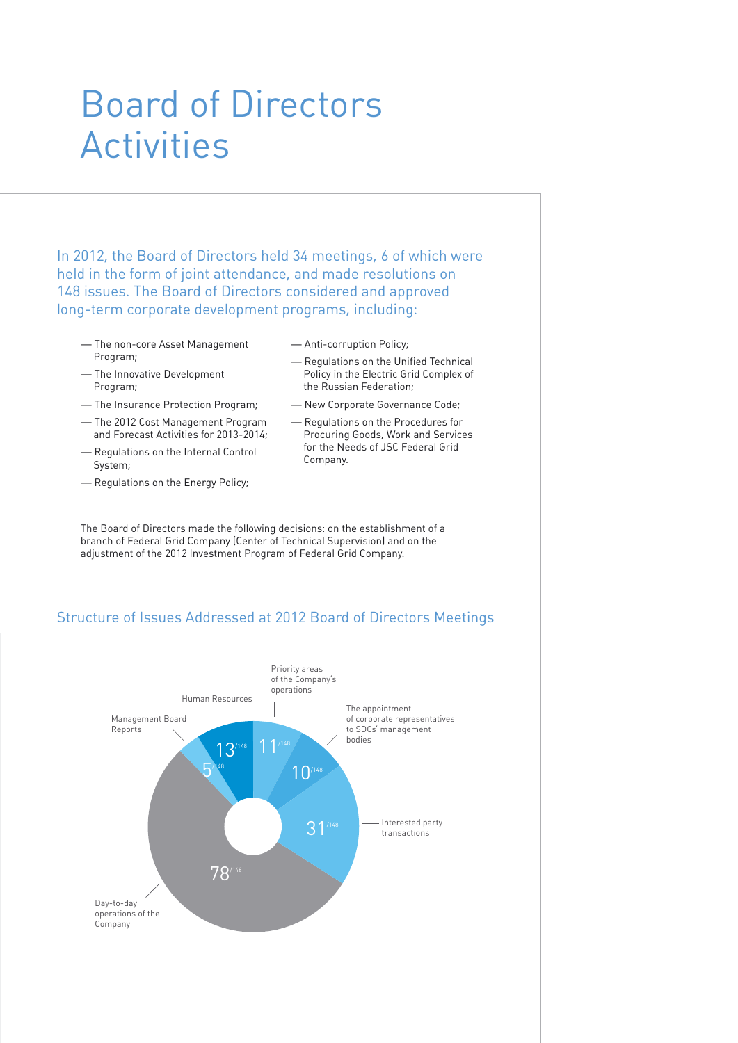# Board of Directors Activities

In 2012, the Board of Directors held 34 meetings, 6 of which were held in the form of joint attendance, and made resolutions on 148 issues. The Board of Directors considered and approved long-term corporate development programs, including:

- The non-core Asset Management Program;
- The Innovative Development Program;
- The Insurance Protection Program;
- The 2012 Cost Management Program and Forecast Activities for 2013-2014;
- Regulations on the Internal Control System;
- Regulations on the Energy Policy;
- Anti-corruption Policy;
- Regulations on the Unified Technical Policy in the Electric Grid Complex of the Russian Federation;
- New Corporate Governance Code;
- Regulations on the Procedures for Procuring Goods, Work and Services for the Needs of JSC Federal Grid Company.

The Board of Directors made the following decisions: on the establishment of a branch of Federal Grid Company (Center of Technical Supervision) and on the adjustment of the 2012 Investment Program of Federal Grid Company.

## Structure of Issues Addressed at 2012 Board of Directors Meetings

| Category | Issues |
|---|---|
| Priority areas of the Company's operations | 11/148 |
| The appointment of corporate representatives to SDCs' management bodies | 10/148 |
| Interested party transactions | 31/148 |
| Day-to-day operations of the Company | 78/148 |
| Management Board Reports | 5/148 |
| Human Resources | 13/148 |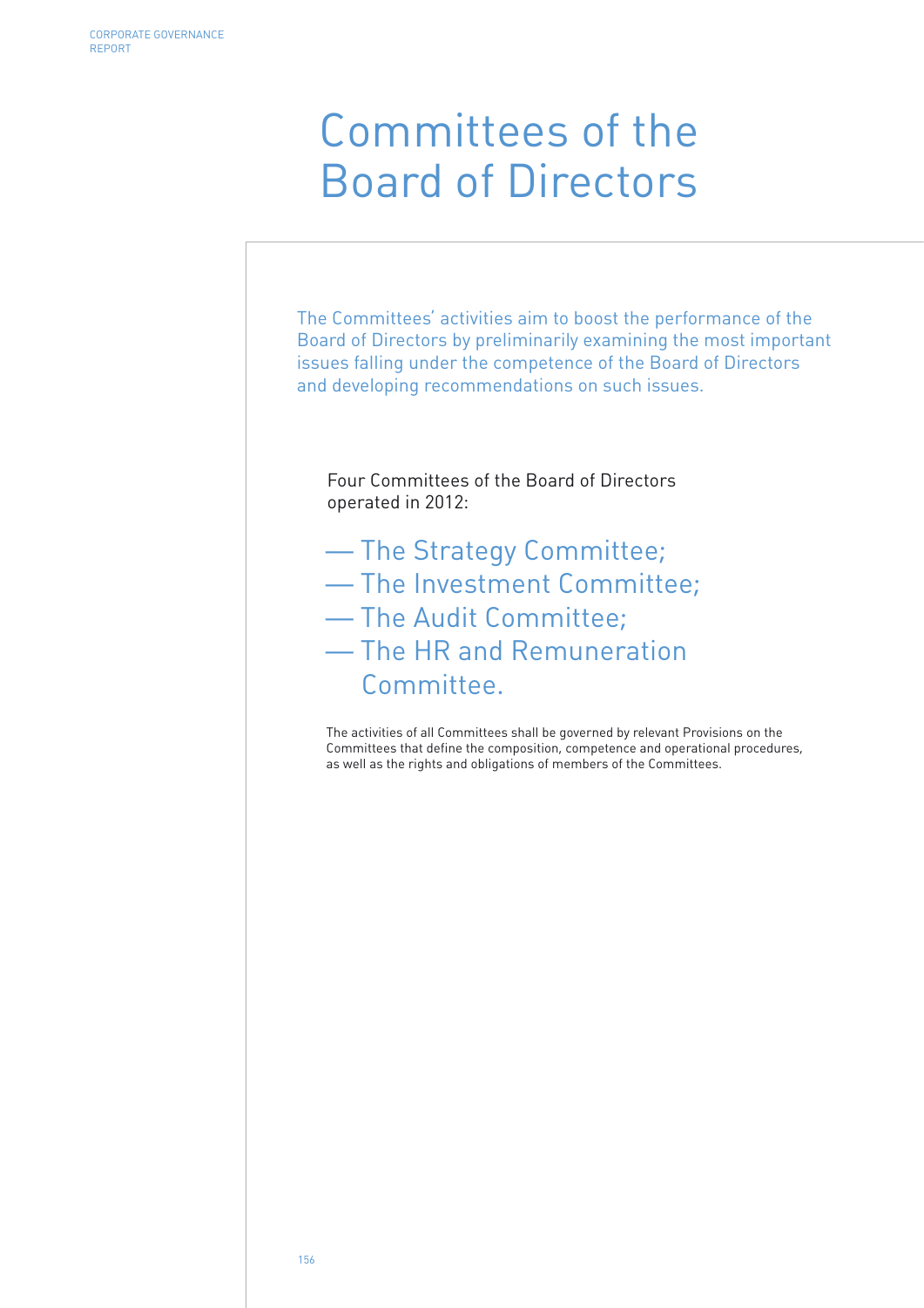# Committees of the Board of Directors

The Committees' activities aim to boost the performance of the Board of Directors by preliminarily examining the most important issues falling under the competence of the Board of Directors and developing recommendations on such issues.

Four Committees of the Board of Directors operated in 2012:

- The Strategy Committee;
- The Investment Committee;
- The Audit Committee;
- The HR and Remuneration Committee.

The activities of all Committees shall be governed by relevant Provisions on the Committees that define the composition, competence and operational procedures, as well as the rights and obligations of members of the Committees.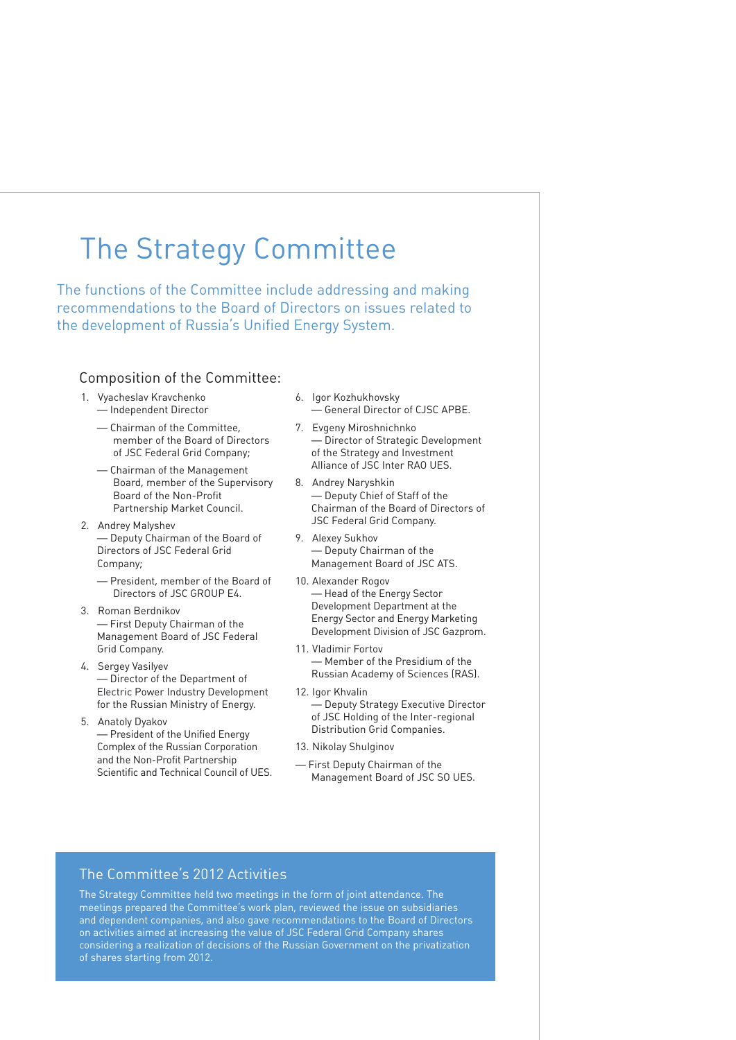# The Strategy Committee

The functions of the Committee include addressing and making recommendations to the Board of Directors on issues related to the development of Russia's Unified Energy System.

## Composition of the Committee:

1. Vyacheslav Kravchenko
   — Independent Director
   — Chairman of the Committee, member of the Board of Directors of JSC Federal Grid Company;
   — Chairman of the Management Board, member of the Supervisory Board of the Non-Profit Partnership Market Council.
2. Andrey Malyshev
   — Deputy Chairman of the Board of Directors of JSC Federal Grid Company;
   — President, member of the Board of Directors of JSC GROUP E4.
3. Roman Berdnikov
   — First Deputy Chairman of the Management Board of JSC Federal Grid Company.
4. Sergey Vasilyev
   — Director of the Department of Electric Power Industry Development for the Russian Ministry of Energy.
5. Anatoly Dyakov
   — President of the Unified Energy Complex of the Russian Corporation and the Non-Profit Partnership Scientific and Technical Council of UES.
6. Igor Kozhukhovsky
   — General Director of CJSC APBE.
7. Evgeny Miroshnichnko
   — Director of Strategic Development of the Strategy and Investment Alliance of JSC Inter RAO UES.
8. Andrey Naryshkin
   — Deputy Chief of Staff of the Chairman of the Board of Directors of JSC Federal Grid Company.
9. Alexey Sukhov
   — Deputy Chairman of the Management Board of JSC ATS.
10. Alexander Rogov
    — Head of the Energy Sector Development Department at the Energy Sector and Energy Marketing Development Division of JSC Gazprom.
11. Vladimir Fortov
    — Member of the Presidium of the Russian Academy of Sciences (RAS).
12. Igor Khvalin
    — Deputy Strategy Executive Director of JSC Holding of the Inter-regional Distribution Grid Companies.
13. Nikolay Shulginov
    — First Deputy Chairman of the Management Board of JSC SO UES.

## The Committee's 2012 Activities

The Strategy Committee held two meetings in the form of joint attendance. The meetings prepared the Committee's work plan, reviewed the issue on subsidiaries and dependent companies, and also gave recommendations to the Board of Directors on activities aimed at increasing the value of JSC Federal Grid Company shares considering a realization of decisions of the Russian Government on the privatization of shares starting from 2012.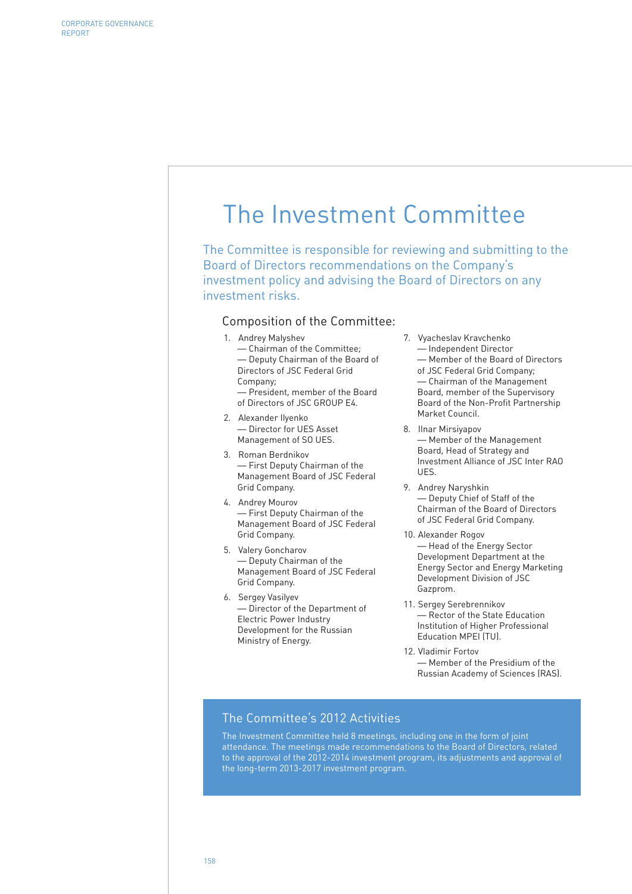# The Investment Committee

The Committee is responsible for reviewing and submitting to the Board of Directors recommendations on the Company's investment policy and advising the Board of Directors on any investment risks.

## Composition of the Committee:

1. Andrey Malyshev
   — Chairman of the Committee;
   — Deputy Chairman of the Board of Directors of JSC Federal Grid Company;
   — President, member of the Board of Directors of JSC GROUP E4.
2. Alexander Ilyenko
   — Director for UES Asset Management of SO UES.
3. Roman Berdnikov
   — First Deputy Chairman of the Management Board of JSC Federal Grid Company.
4. Andrey Mourov
   — First Deputy Chairman of the Management Board of JSC Federal Grid Company.
5. Valery Goncharov
   — Deputy Chairman of the Management Board of JSC Federal Grid Company.
6. Sergey Vasilyev
   — Director of the Department of Electric Power Industry Development for the Russian Ministry of Energy.
7. Vyacheslav Kravchenko
   — Independent Director
   — Member of the Board of Directors of JSC Federal Grid Company;
   — Chairman of the Management Board, member of the Supervisory Board of the Non-Profit Partnership Market Council.
8. Ilnar Mirsiyapov
   — Member of the Management Board, Head of Strategy and Investment Alliance of JSC Inter RAO UES.
9. Andrey Naryshkin
   — Deputy Chief of Staff of the Chairman of the Board of Directors of JSC Federal Grid Company.
10. Alexander Rogov
    — Head of the Energy Sector Development Department at the Energy Sector and Energy Marketing Development Division of JSC Gazprom.
11. Sergey Serebrennikov
    — Rector of the State Education Institution of Higher Professional Education MPEI (TU).
12. Vladimir Fortov
    — Member of the Presidium of the Russian Academy of Sciences (RAS).

## The Committee's 2012 Activities

The Investment Committee held 8 meetings, including one in the form of joint attendance. The meetings made recommendations to the Board of Directors, related to the approval of the 2012-2014 investment program, its adjustments and approval of the long-term 2013-2017 investment program.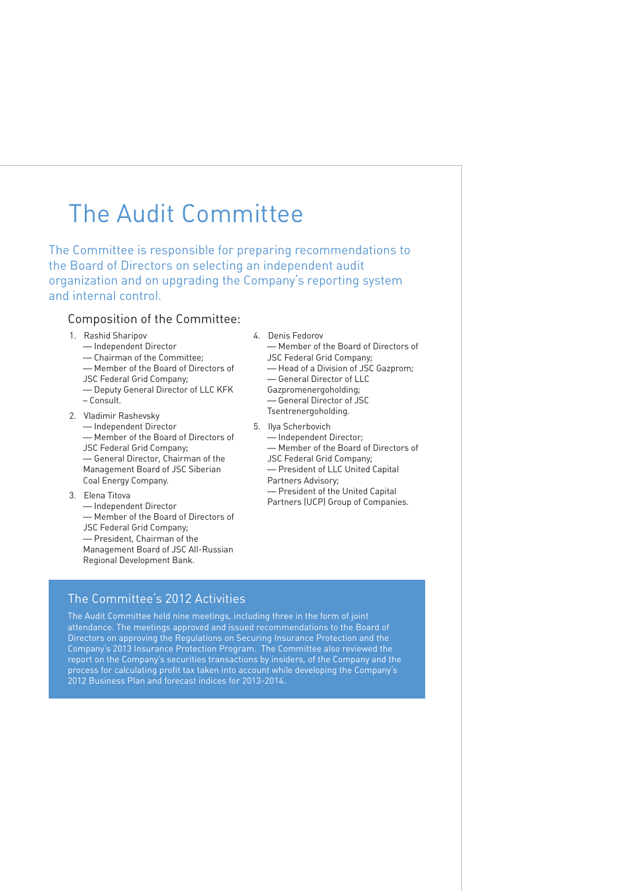# The Audit Committee

The Committee is responsible for preparing recommendations to the Board of Directors on selecting an independent audit organization and on upgrading the Company's reporting system and internal control.

## Composition of the Committee:

1. Rashid Sharipov
   — Independent Director
   — Chairman of the Committee;
   — Member of the Board of Directors of JSC Federal Grid Company;
   — Deputy General Director of LLC KFK – Consult.
2. Vladimir Rashevsky
   — Independent Director
   — Member of the Board of Directors of JSC Federal Grid Company;
   — General Director, Chairman of the Management Board of JSC Siberian Coal Energy Company.
3. Elena Titova
   — Independent Director
   — Member of the Board of Directors of JSC Federal Grid Company;
   — President, Chairman of the Management Board of JSC All-Russian Regional Development Bank.
4. Denis Fedorov
   — Member of the Board of Directors of JSC Federal Grid Company;
   — Head of a Division of JSC Gazprom;
   — General Director of LLC Gazpromenergoholding;
   — General Director of JSC Tsentrenergoholding.
5. Ilya Scherbovich
   — Independent Director;
   — Member of the Board of Directors of JSC Federal Grid Company;
   — President of LLC United Capital Partners Advisory;
   — President of the United Capital Partners (UCP) Group of Companies.

## The Committee's 2012 Activities

The Audit Committee held nine meetings, including three in the form of joint attendance. The meetings approved and issued recommendations to the Board of Directors on approving the Regulations on Securing Insurance Protection and the Company's 2013 Insurance Protection Program. The Committee also reviewed the report on the Company's securities transactions by insiders, of the Company and the process for calculating profit tax taken into account while developing the Company's 2012 Business Plan and forecast indices for 2013-2014.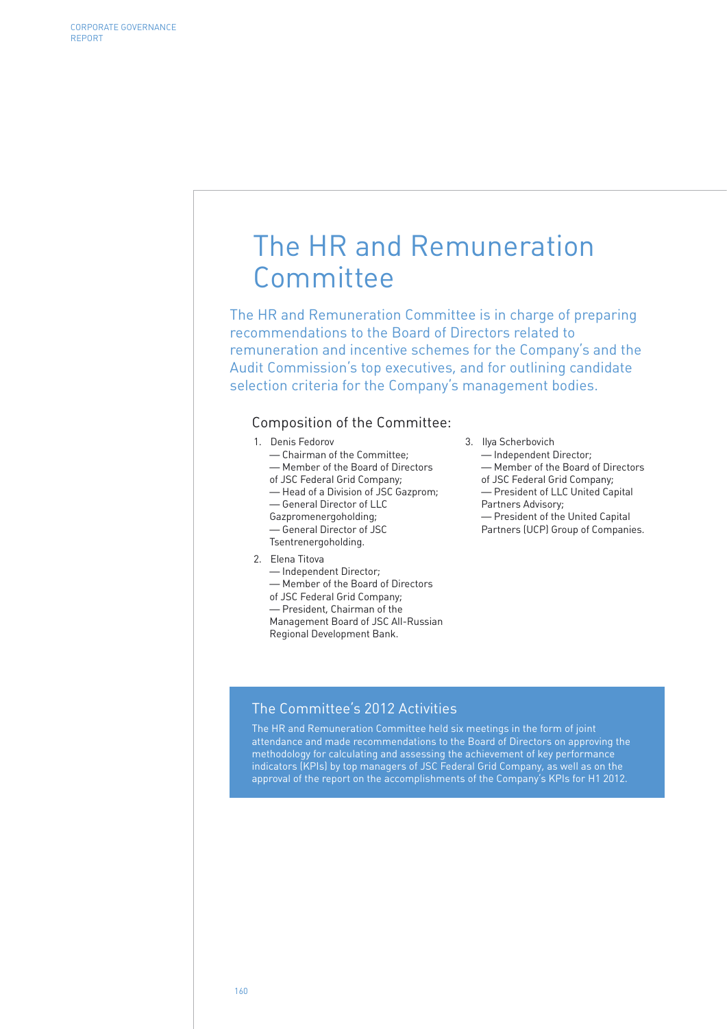# The HR and Remuneration Committee

The HR and Remuneration Committee is in charge of preparing recommendations to the Board of Directors related to remuneration and incentive schemes for the Company's and the Audit Commission's top executives, and for outlining candidate selection criteria for the Company's management bodies.

## Composition of the Committee:

1. Denis Fedorov
   — Chairman of the Committee;
   — Member of the Board of Directors of JSC Federal Grid Company;
   — Head of a Division of JSC Gazprom;
   — General Director of LLC Gazpromenergoholding;
   — General Director of JSC Tsentrenergoholding.
2. Elena Titova
   — Independent Director;
   — Member of the Board of Directors of JSC Federal Grid Company;
   — President, Chairman of the Management Board of JSC All-Russian Regional Development Bank.
3. Ilya Scherbovich
   — Independent Director;
   — Member of the Board of Directors of JSC Federal Grid Company;
   — President of LLC United Capital Partners Advisory;
   — President of the United Capital Partners (UCP) Group of Companies.

## The Committee's 2012 Activities

The HR and Remuneration Committee held six meetings in the form of joint attendance and made recommendations to the Board of Directors on approving the methodology for calculating and assessing the achievement of key performance indicators (KPIs) by top managers of JSC Federal Grid Company, as well as on the approval of the report on the accomplishments of the Company's KPIs for H1 2012.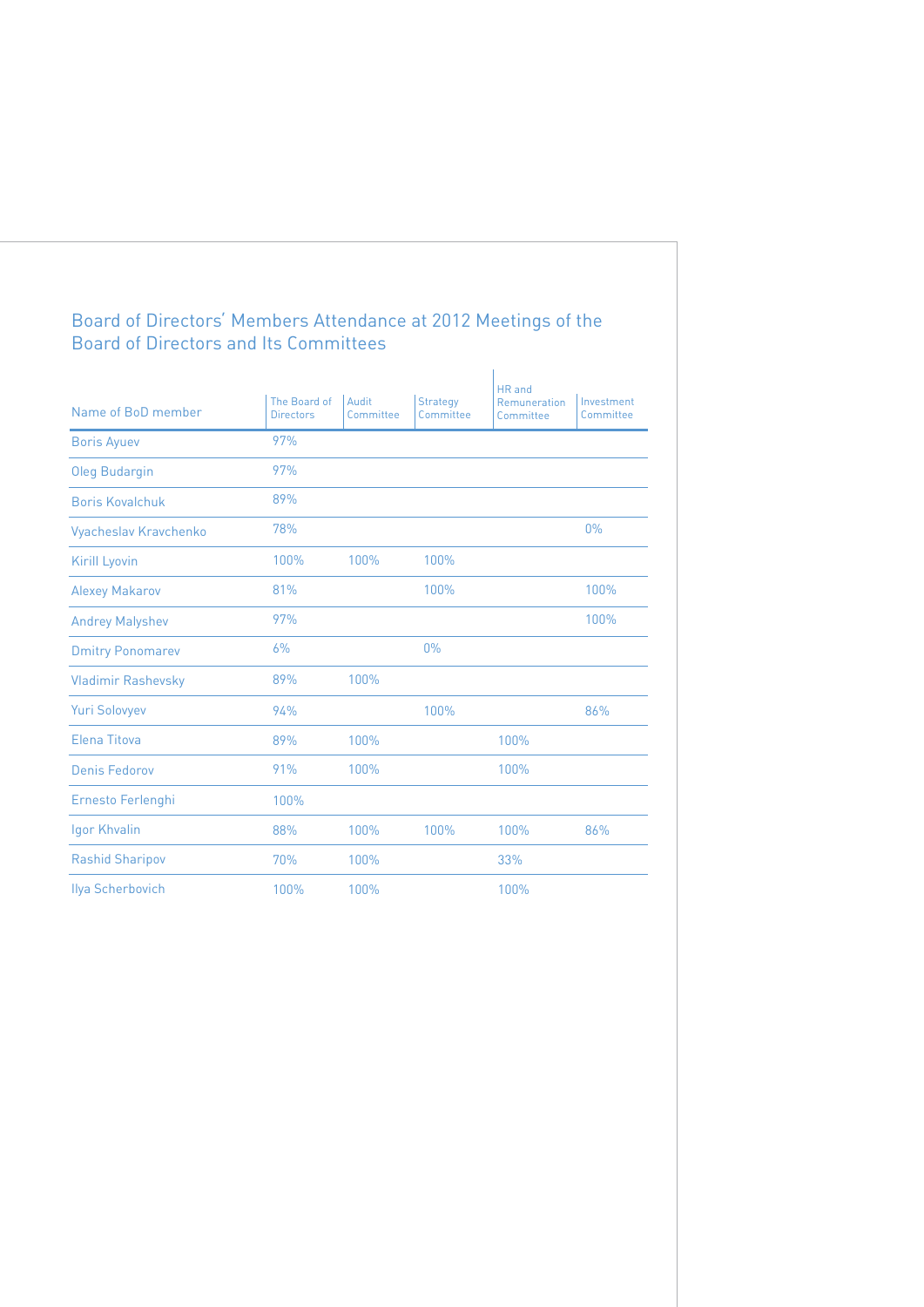## Board of Directors' Members Attendance at 2012 Meetings of the Board of Directors and Its Committees

| Name of BoD member | The Board of Directors | Audit Committee | Strategy Committee | HR and Remuneration Committee | Investment Committee |
|---|---|---|---|---|---|
| Boris Ayuev | 97% | | | | |
| Oleg Budargin | 97% | | | | |
| Boris Kovalchuk | 89% | | | | |
| Vyacheslav Kravchenko | 78% | | | | 0% |
| Kirill Lyovin | 100% | 100% | 100% | | |
| Alexey Makarov | 81% | | 100% | | 100% |
| Andrey Malyshev | 97% | | | | 100% |
| Dmitry Ponomarev | 6% | | 0% | | |
| Vladimir Rashevsky | 89% | 100% | | | |
| Yuri Solovyev | 94% | | 100% | | 86% |
| Elena Titova | 89% | 100% | | 100% | |
| Denis Fedorov | 91% | 100% | | 100% | |
| Ernesto Ferlenghi | 100% | | | | |
| Igor Khvalin | 88% | 100% | 100% | 100% | 86% |
| Rashid Sharipov | 70% | 100% | | 33% | |
| Ilya Scherbovich | 100% | 100% | | 100% | |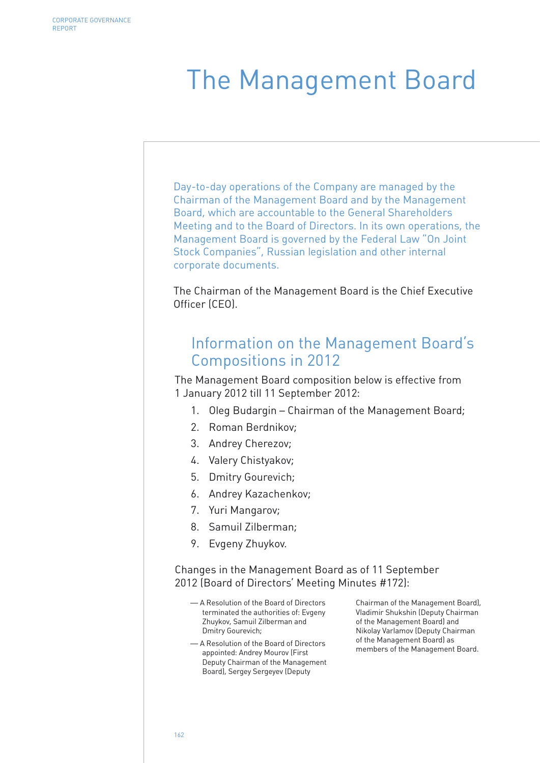# The Management Board

Day-to-day operations of the Company are managed by the Chairman of the Management Board and by the Management Board, which are accountable to the General Shareholders Meeting and to the Board of Directors. In its own operations, the Management Board is governed by the Federal Law "On Joint Stock Companies", Russian legislation and other internal corporate documents.

The Chairman of the Management Board is the Chief Executive Officer (CEO).

## Information on the Management Board's Compositions in 2012

The Management Board composition below is effective from 1 January 2012 till 11 September 2012:

1. Oleg Budargin – Chairman of the Management Board;
2. Roman Berdnikov;
3. Andrey Cherezov;
4. Valery Chistyakov;
5. Dmitry Gourevich;
6. Andrey Kazachenkov;
7. Yuri Mangarov;
8. Samuil Zilberman;
9. Evgeny Zhuykov.

Changes in the Management Board as of 11 September 2012 (Board of Directors' Meeting Minutes #172):

- A Resolution of the Board of Directors terminated the authorities of: Evgeny Zhuykov, Samuil Zilberman and Dmitry Gourevich;
- A Resolution of the Board of Directors appointed: Andrey Mourov (First Deputy Chairman of the Management Board), Sergey Sergeyev (Deputy Chairman of the Management Board), Vladimir Shukshin (Deputy Chairman of the Management Board) and Nikolay Varlamov (Deputy Chairman of the Management Board) as members of the Management Board.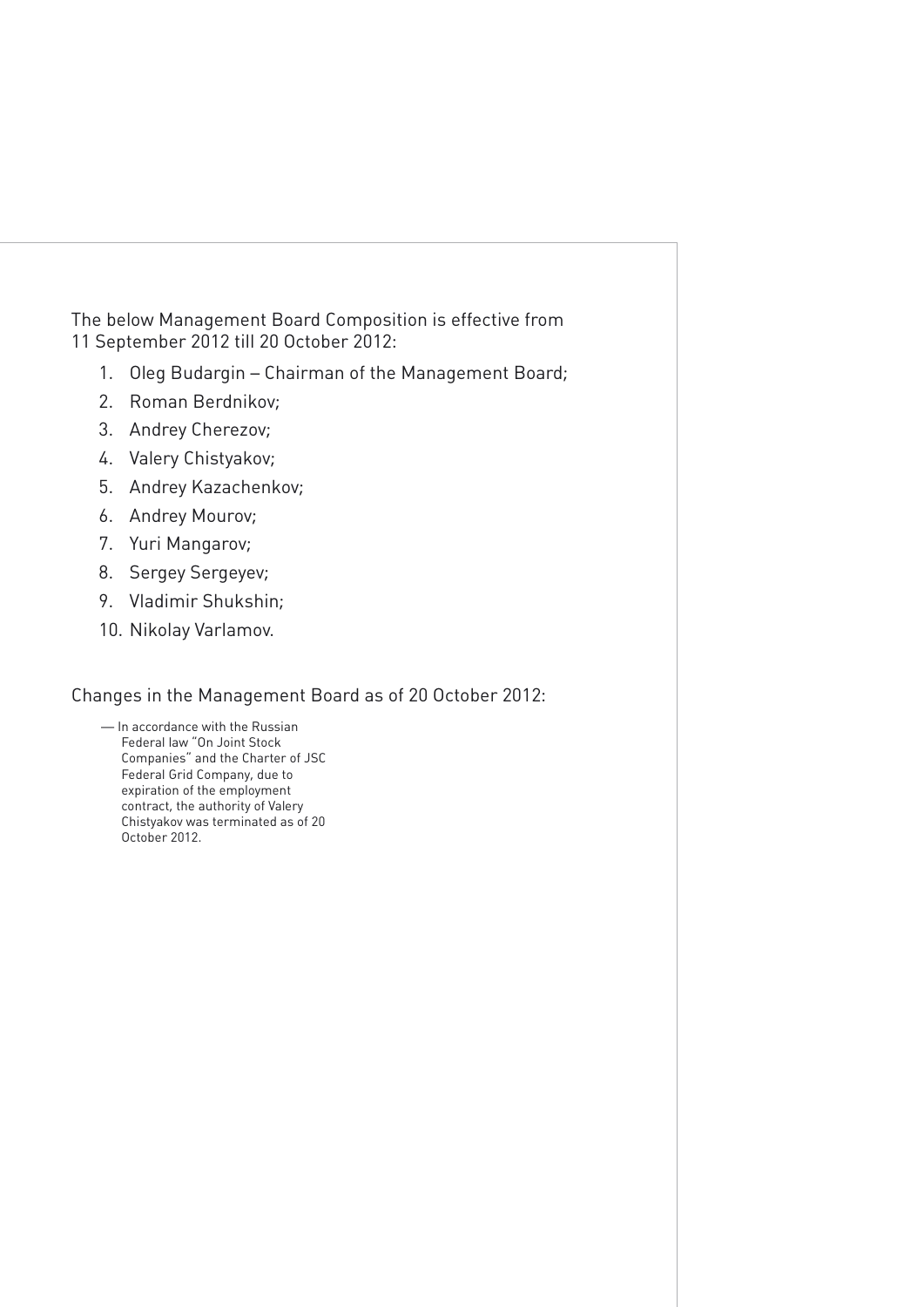The below Management Board Composition is effective from 11 September 2012 till 20 October 2012:

1. Oleg Budargin – Chairman of the Management Board;
2. Roman Berdnikov;
3. Andrey Cherezov;
4. Valery Chistyakov;
5. Andrey Kazachenkov;
6. Andrey Mourov;
7. Yuri Mangarov;
8. Sergey Sergeyev;
9. Vladimir Shukshin;
10. Nikolay Varlamov.

Changes in the Management Board as of 20 October 2012:

— In accordance with the Russian Federal law "On Joint Stock Companies" and the Charter of JSC Federal Grid Company, due to expiration of the employment contract, the authority of Valery Chistyakov was terminated as of 20 October 2012.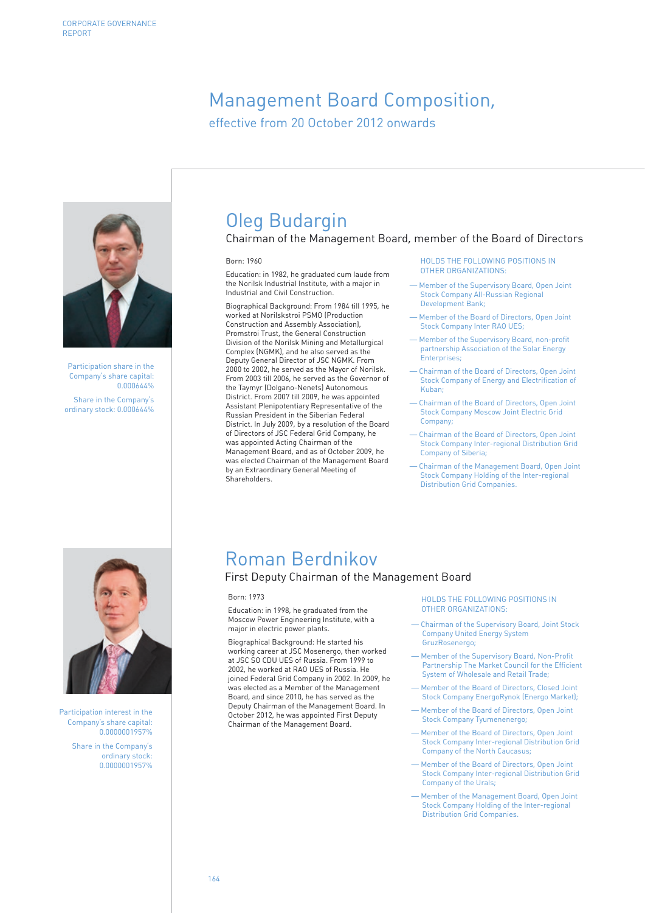# Management Board Composition,

effective from 20 October 2012 onwards

## Oleg Budargin

### Chairman of the Management Board, member of the Board of Directors

Participation share in the Company's share capital: 0.000644%

Share in the Company's ordinary stock: 0.000644%

Born: 1960

Education: in 1982, he graduated cum laude from the Norilsk Industrial Institute, with a major in Industrial and Civil Construction.

Biographical Background: From 1984 till 1995, he worked at Norilskstroi PSMO (Production Construction and Assembly Association), Promstroi Trust, the General Construction Division of the Norilsk Mining and Metallurgical Complex (NGMK), and he also served as the Deputy General Director of JSC NGMK. From 2000 to 2002, he served as the Mayor of Norilsk. From 2003 till 2006, he served as the Governor of the Taymyr (Dolgano-Nenets) Autonomous District. From 2007 till 2009, he was appointed Assistant Plenipotentiary Representative of the Russian President in the Siberian Federal District. In July 2009, by a resolution of the Board of Directors of JSC Federal Grid Company, he was appointed Acting Chairman of the Management Board, and as of October 2009, he was elected Chairman of the Management Board by an Extraordinary General Meeting of Shareholders.

HOLDS THE FOLLOWING POSITIONS IN OTHER ORGANIZATIONS:

- Member of the Supervisory Board, Open Joint Stock Company All-Russian Regional Development Bank;
- Member of the Board of Directors, Open Joint Stock Company Inter RAO UES;
- Member of the Supervisory Board, non-profit partnership Association of the Solar Energy Enterprises;
- Chairman of the Board of Directors, Open Joint Stock Company of Energy and Electrification of Kuban;
- Chairman of the Board of Directors, Open Joint Stock Company Moscow Joint Electric Grid Company;
- Chairman of the Board of Directors, Open Joint Stock Company Inter-regional Distribution Grid Company of Siberia;
- Chairman of the Management Board, Open Joint Stock Company Holding of the Inter-regional Distribution Grid Companies.

## Roman Berdnikov

### First Deputy Chairman of the Management Board

Participation interest in the Company's share capital: 0.0000001957%

Share in the Company's ordinary stock: 0.0000001957%

Born: 1973

Education: in 1998, he graduated from the Moscow Power Engineering Institute, with a major in electric power plants.

Biographical Background: He started his working career at JSC Mosenergo, then worked at JSC SO CDU UES of Russia. From 1999 to 2002, he worked at RAO UES of Russia. He joined Federal Grid Company in 2002. In 2009, he was elected as a Member of the Management Board, and since 2010, he has served as the Deputy Chairman of the Management Board. In October 2012, he was appointed First Deputy Chairman of the Management Board.

HOLDS THE FOLLOWING POSITIONS IN OTHER ORGANIZATIONS:

- Chairman of the Supervisory Board, Joint Stock Company United Energy System GruzRosenergo;
- Member of the Supervisory Board, Non-Profit Partnership The Market Council for the Efficient System of Wholesale and Retail Trade;
- Member of the Board of Directors, Closed Joint Stock Company EnergoRynok (Energo Market);
- Member of the Board of Directors, Open Joint Stock Company Tyumenenergo;
- Member of the Board of Directors, Open Joint Stock Company Inter-regional Distribution Grid Company of the North Caucasus;
- Member of the Board of Directors, Open Joint Stock Company Inter-regional Distribution Grid Company of the Urals;
- Member of the Management Board, Open Joint Stock Company Holding of the Inter-regional Distribution Grid Companies.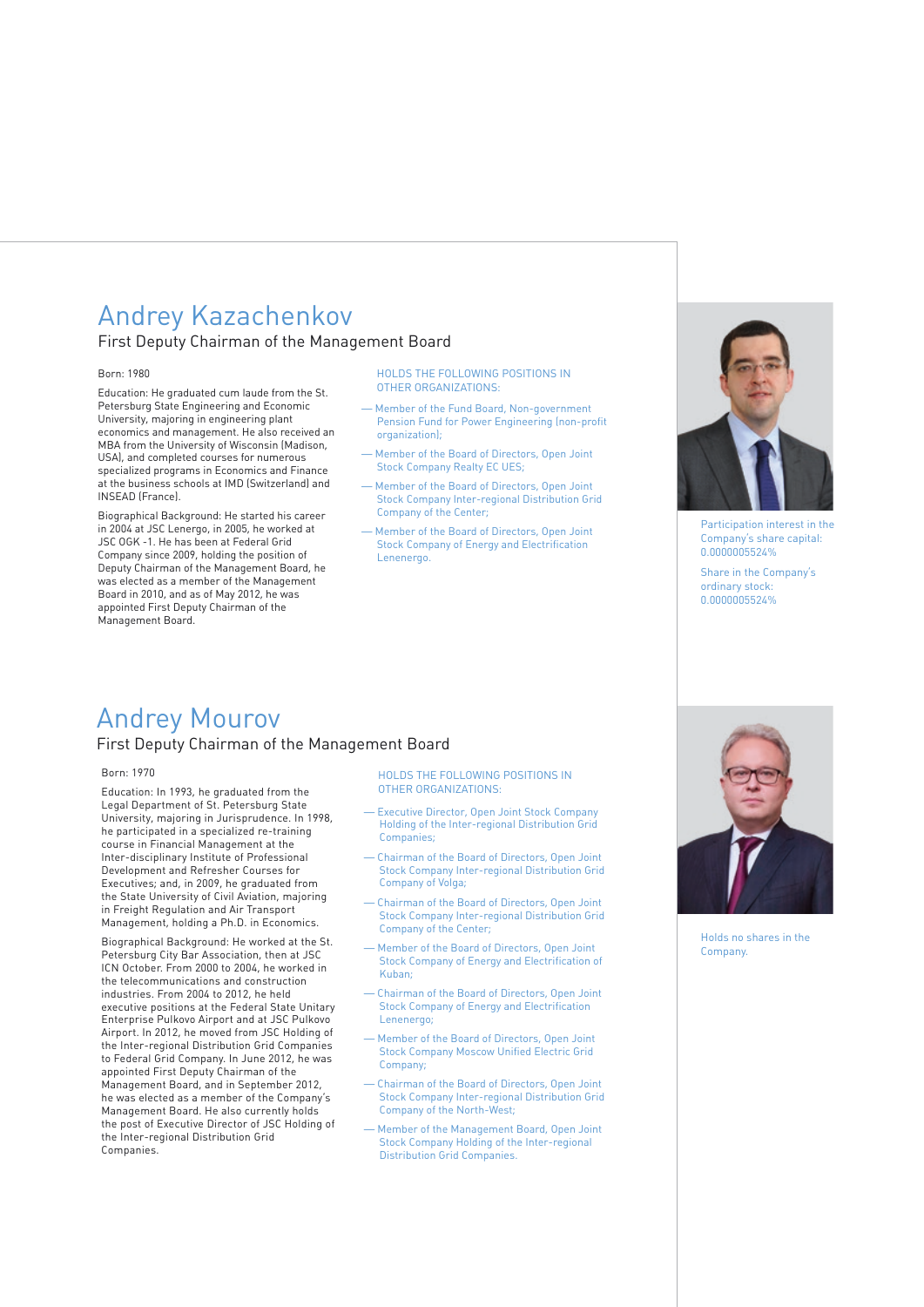# Andrey Kazachenkov

First Deputy Chairman of the Management Board

Born: 1980

Education: He graduated cum laude from the St. Petersburg State Engineering and Economic University, majoring in engineering plant economics and management. He also received an MBA from the University of Wisconsin (Madison, USA), and completed courses for numerous specialized programs in Economics and Finance at the business schools at IMD (Switzerland) and INSEAD (France).

Biographical Background: He started his career in 2004 at JSC Lenergo, in 2005, he worked at JSC OGK -1. He has been at Federal Grid Company since 2009, holding the position of Deputy Chairman of the Management Board, he was elected as a member of the Management Board in 2010, and as of May 2012, he was appointed First Deputy Chairman of the Management Board.

HOLDS THE FOLLOWING POSITIONS IN OTHER ORGANIZATIONS:

- Member of the Fund Board, Non-government Pension Fund for Power Engineering (non-profit organization);
- Member of the Board of Directors, Open Joint Stock Company Realty EC UES;
- Member of the Board of Directors, Open Joint Stock Company Inter-regional Distribution Grid Company of the Center;
- Member of the Board of Directors, Open Joint Stock Company of Energy and Electrification Lenenergo.

Participation interest in the Company's share capital: 0.0000005524%

Share in the Company's ordinary stock: 0.0000005524%

# Andrey Mourov

First Deputy Chairman of the Management Board

Born: 1970

Education: In 1993, he graduated from the Legal Department of St. Petersburg State University, majoring in Jurisprudence. In 1998, he participated in a specialized re-training course in Financial Management at the Inter-disciplinary Institute of Professional Development and Refresher Courses for Executives; and, in 2009, he graduated from the State University of Civil Aviation, majoring in Freight Regulation and Air Transport Management, holding a Ph.D. in Economics.

Biographical Background: He worked at the St. Petersburg City Bar Association, then at JSC ICN October. From 2000 to 2004, he worked in the telecommunications and construction industries. From 2004 to 2012, he held executive positions at the Federal State Unitary Enterprise Pulkovo Airport and at JSC Pulkovo Airport. In 2012, he moved from JSC Holding of the Inter-regional Distribution Grid Companies to Federal Grid Company. In June 2012, he was appointed First Deputy Chairman of the Management Board, and in September 2012, he was elected as a member of the Company's Management Board. He also currently holds the post of Executive Director of JSC Holding of the Inter-regional Distribution Grid Companies.

HOLDS THE FOLLOWING POSITIONS IN OTHER ORGANIZATIONS:

- Executive Director, Open Joint Stock Company Holding of the Inter-regional Distribution Grid Companies;
- Chairman of the Board of Directors, Open Joint Stock Company Inter-regional Distribution Grid Company of Volga;
- Chairman of the Board of Directors, Open Joint Stock Company Inter-regional Distribution Grid Company of the Center;
- Member of the Board of Directors, Open Joint Stock Company of Energy and Electrification of Kuban;
- Chairman of the Board of Directors, Open Joint Stock Company of Energy and Electrification Lenenergo;
- Member of the Board of Directors, Open Joint Stock Company Moscow Unified Electric Grid Company;
- Chairman of the Board of Directors, Open Joint Stock Company Inter-regional Distribution Grid Company of the North-West;
- Member of the Management Board, Open Joint Stock Company Holding of the Inter-regional Distribution Grid Companies.

Holds no shares in the Company.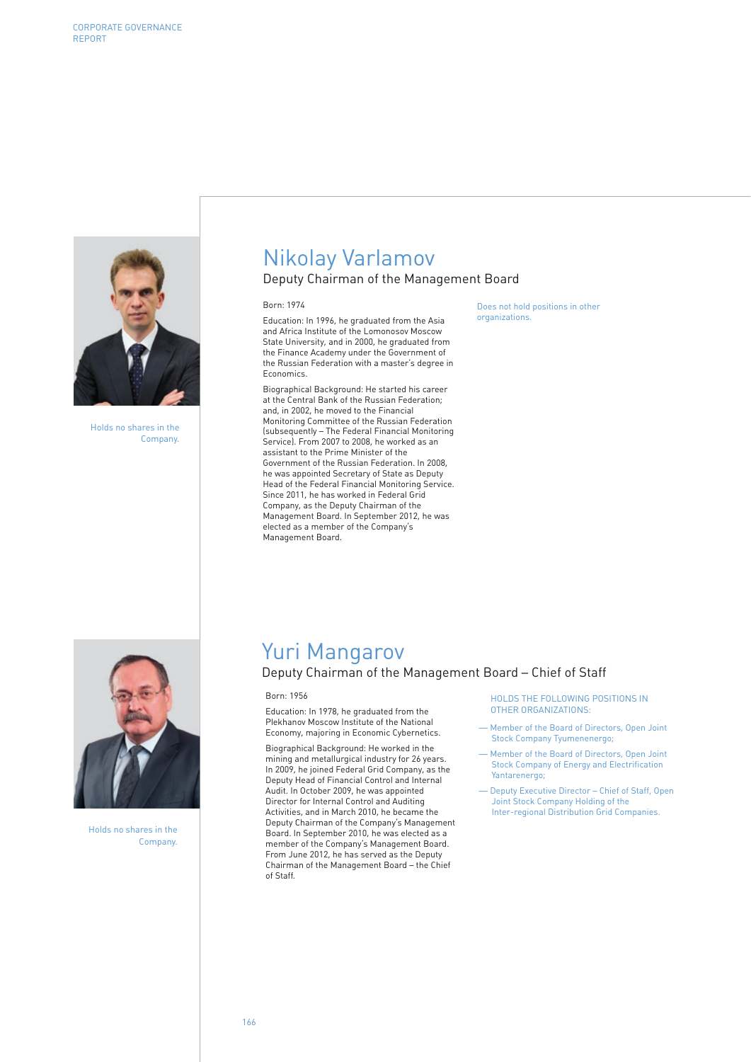## Nikolay Varlamov

### Deputy Chairman of the Management Board

Holds no shares in the Company.

Born: 1974

Education: In 1996, he graduated from the Asia and Africa Institute of the Lomonosov Moscow State University, and in 2000, he graduated from the Finance Academy under the Government of the Russian Federation with a master's degree in Economics.

Biographical Background: He started his career at the Central Bank of the Russian Federation; and, in 2002, he moved to the Financial Monitoring Committee of the Russian Federation (subsequently – The Federal Financial Monitoring Service). From 2007 to 2008, he worked as an assistant to the Prime Minister of the Government of the Russian Federation. In 2008, he was appointed Secretary of State as Deputy Head of the Federal Financial Monitoring Service. Since 2011, he has worked in Federal Grid Company, as the Deputy Chairman of the Management Board. In September 2012, he was elected as a member of the Company's Management Board.

Does not hold positions in other organizations.

## Yuri Mangarov

### Deputy Chairman of the Management Board – Chief of Staff

Holds no shares in the Company.

Born: 1956

Education: In 1978, he graduated from the Plekhanov Moscow Institute of the National Economy, majoring in Economic Cybernetics.

Biographical Background: He worked in the mining and metallurgical industry for 26 years. In 2009, he joined Federal Grid Company, as the Deputy Head of Financial Control and Internal Audit. In October 2009, he was appointed Director for Internal Control and Auditing Activities, and in March 2010, he became the Deputy Chairman of the Company's Management Board. In September 2010, he was elected as a member of the Company's Management Board. From June 2012, he has served as the Deputy Chairman of the Management Board – the Chief of Staff.

HOLDS THE FOLLOWING POSITIONS IN OTHER ORGANIZATIONS:

- Member of the Board of Directors, Open Joint Stock Company Tyumenenergo;
- Member of the Board of Directors, Open Joint Stock Company of Energy and Electrification Yantarenergo;
- Deputy Executive Director – Chief of Staff, Open Joint Stock Company Holding of the Inter-regional Distribution Grid Companies.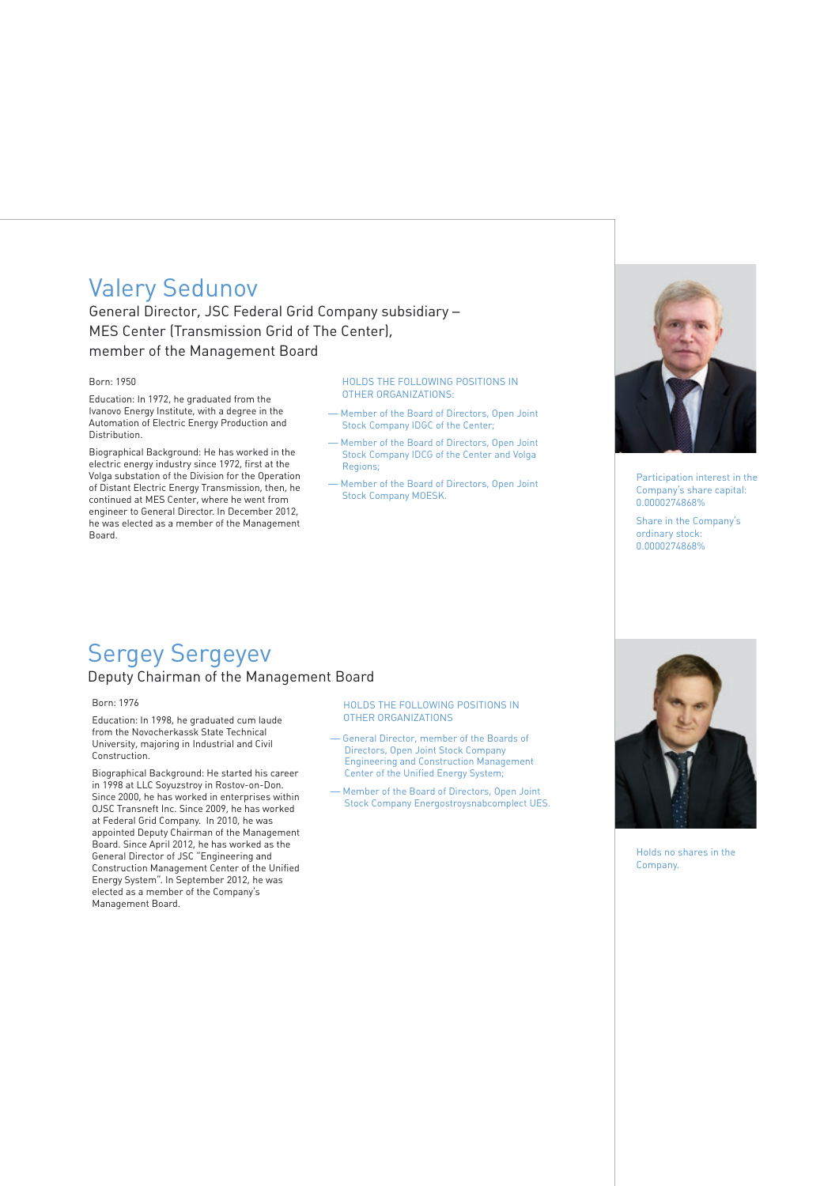## Valery Sedunov

General Director, JSC Federal Grid Company subsidiary – MES Center (Transmission Grid of The Center), member of the Management Board

Born: 1950

Education: In 1972, he graduated from the Ivanovo Energy Institute, with a degree in the Automation of Electric Energy Production and Distribution.

Biographical Background: He has worked in the electric energy industry since 1972, first at the Volga substation of the Division for the Operation of Distant Electric Energy Transmission, then, he continued at MES Center, where he went from engineer to General Director. In December 2012, he was elected as a member of the Management Board.

HOLDS THE FOLLOWING POSITIONS IN OTHER ORGANIZATIONS:

- Member of the Board of Directors, Open Joint Stock Company IDGC of the Center;
- Member of the Board of Directors, Open Joint Stock Company IDCG of the Center and Volga Regions;
- Member of the Board of Directors, Open Joint Stock Company MOESK.

Participation interest in the Company's share capital: 0.0000274868%

Share in the Company's ordinary stock: 0.0000274868%

## Sergey Sergeyev

Deputy Chairman of the Management Board

Born: 1976

Education: In 1998, he graduated cum laude from the Novocherkassk State Technical University, majoring in Industrial and Civil Construction.

Biographical Background: He started his career in 1998 at LLC Soyuzstroy in Rostov-on-Don. Since 2000, he has worked in enterprises within OJSC Transneft Inc. Since 2009, he has worked at Federal Grid Company. In 2010, he was appointed Deputy Chairman of the Management Board. Since April 2012, he has worked as the General Director of JSC "Engineering and Construction Management Center of the Unified Energy System". In September 2012, he was elected as a member of the Company's Management Board.

HOLDS THE FOLLOWING POSITIONS IN OTHER ORGANIZATIONS

- General Director, member of the Boards of Directors, Open Joint Stock Company Engineering and Construction Management Center of the Unified Energy System;
- Member of the Board of Directors, Open Joint Stock Company Energostroysnabcomplect UES.

Holds no shares in the Company.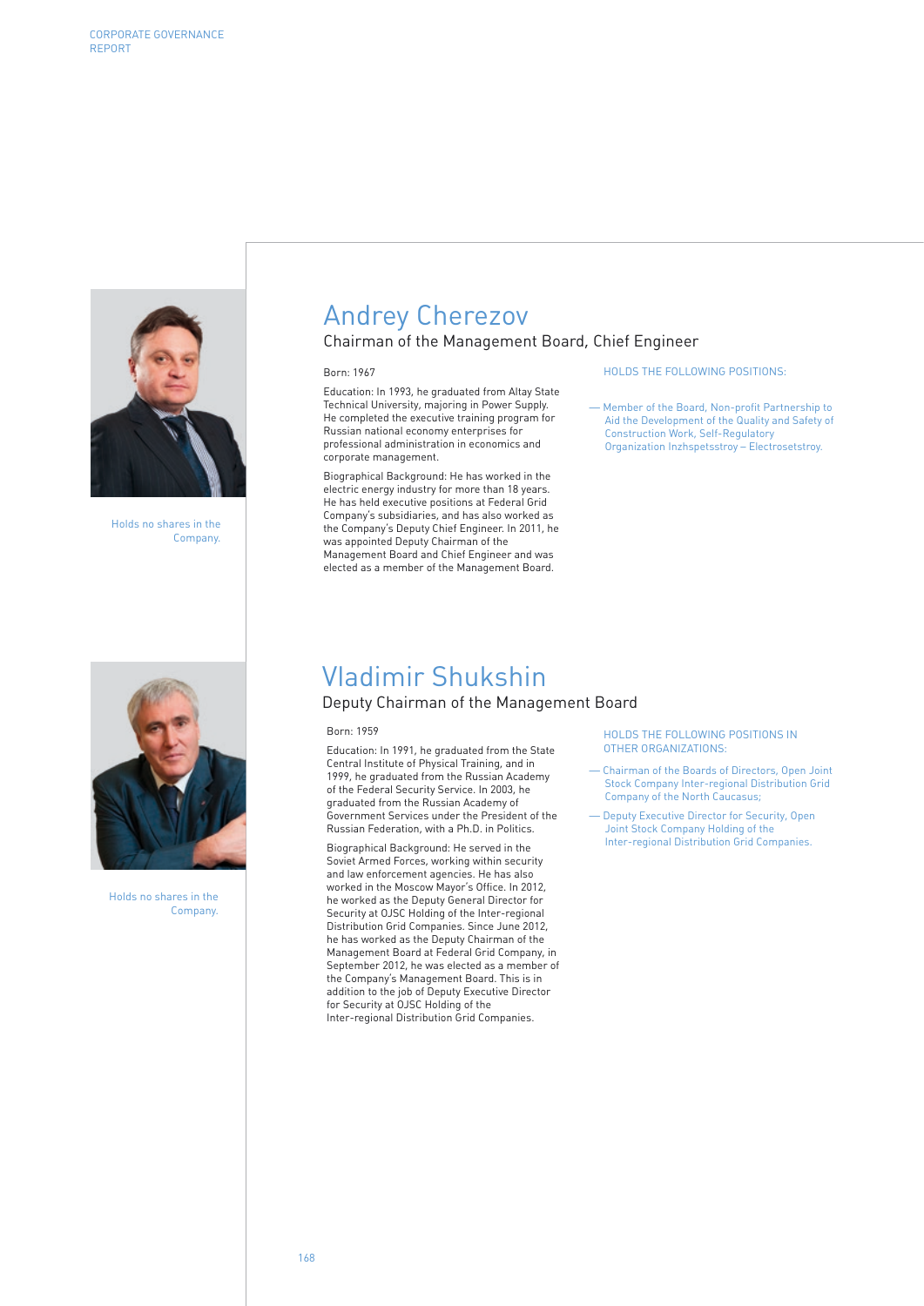## Andrey Cherezov

### Chairman of the Management Board, Chief Engineer

Holds no shares in the Company.

Born: 1967

Education: In 1993, he graduated from Altay State Technical University, majoring in Power Supply. He completed the executive training program for Russian national economy enterprises for professional administration in economics and corporate management.

Biographical Background: He has worked in the electric energy industry for more than 18 years. He has held executive positions at Federal Grid Company's subsidiaries, and has also worked as the Company's Deputy Chief Engineer. In 2011, he was appointed Deputy Chairman of the Management Board and Chief Engineer and was elected as a member of the Management Board.

HOLDS THE FOLLOWING POSITIONS:

— Member of the Board, Non-profit Partnership to Aid the Development of the Quality and Safety of Construction Work, Self-Regulatory Organization Inzhspetsstroy – Electrosetstroy.

## Vladimir Shukshin

### Deputy Chairman of the Management Board

Holds no shares in the Company.

Born: 1959

Education: In 1991, he graduated from the State Central Institute of Physical Training, and in 1999, he graduated from the Russian Academy of the Federal Security Service. In 2003, he graduated from the Russian Academy of Government Services under the President of the Russian Federation, with a Ph.D. in Politics.

Biographical Background: He served in the Soviet Armed Forces, working within security and law enforcement agencies. He has also worked in the Moscow Mayor's Office. In 2012, he worked as the Deputy General Director for Security at OJSC Holding of the Inter-regional Distribution Grid Companies. Since June 2012, he has worked as the Deputy Chairman of the Management Board at Federal Grid Company, in September 2012, he was elected as a member of the Company's Management Board. This is in addition to the job of Deputy Executive Director for Security at OJSC Holding of the Inter-regional Distribution Grid Companies.

HOLDS THE FOLLOWING POSITIONS IN OTHER ORGANIZATIONS:

— Chairman of the Boards of Directors, Open Joint Stock Company Inter-regional Distribution Grid Company of the North Caucasus;

— Deputy Executive Director for Security, Open Joint Stock Company Holding of the Inter-regional Distribution Grid Companies.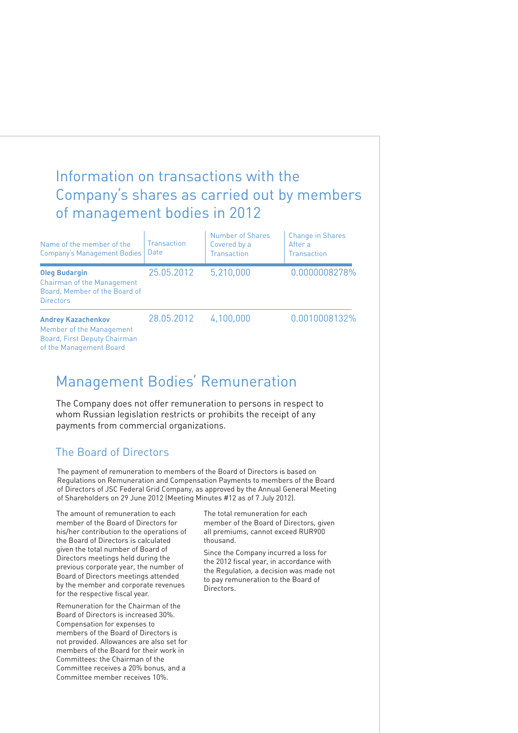## Information on transactions with the Company's shares as carried out by members of management bodies in 2012

| Name of the member of the Company's Management Bodies | Transaction Date | Number of Shares Covered by a Transaction | Change in Shares After a Transaction |
|---|---|---|---|
| **Oleg Budargin** Chairman of the Management Board, Member of the Board of Directors | 25.05.2012 | 5,210,000 | 0.0000008278% |
| **Andrey Kazachenkov** Member of the Management Board, First Deputy Chairman of the Management Board | 28.05.2012 | 4,100,000 | 0.0010008132% |

## Management Bodies' Remuneration

The Company does not offer remuneration to persons in respect to whom Russian legislation restricts or prohibits the receipt of any payments from commercial organizations.

### The Board of Directors

The payment of remuneration to members of the Board of Directors is based on Regulations on Remuneration and Compensation Payments to members of the Board of Directors of JSC Federal Grid Company, as approved by the Annual General Meeting of Shareholders on 29 June 2012 (Meeting Minutes #12 as of 7 July 2012).

The amount of remuneration to each member of the Board of Directors for his/her contribution to the operations of the Board of Directors is calculated given the total number of Board of Directors meetings held during the previous corporate year, the number of Board of Directors meetings attended by the member and corporate revenues for the respective fiscal year.

Remuneration for the Chairman of the Board of Directors is increased 30%. Compensation for expenses to members of the Board of Directors is not provided. Allowances are also set for members of the Board for their work in Committees: the Chairman of the Committee receives a 20% bonus, and a Committee member receives 10%.

The total remuneration for each member of the Board of Directors, given all premiums, cannot exceed RUR900 thousand.

Since the Company incurred a loss for the 2012 fiscal year, in accordance with the Regulation, a decision was made not to pay remuneration to the Board of Directors.